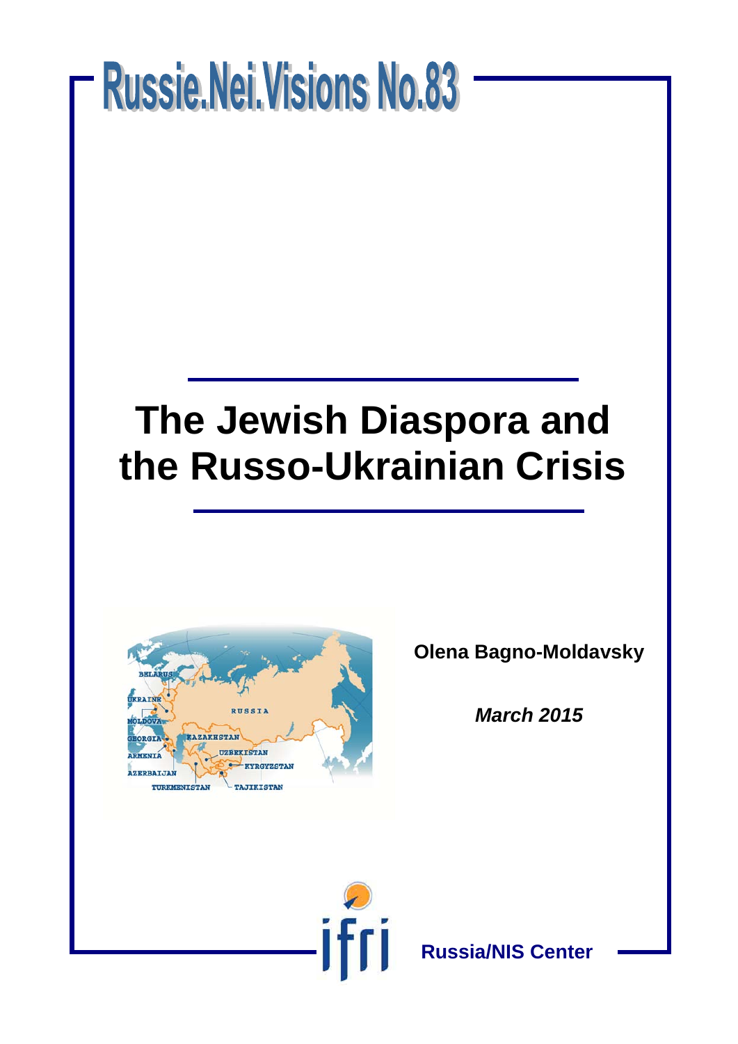# Russie.Nei.Visions No.83

# The Jewish Diaspora and the Russo-Ukrainian Crisis

**Olena Bagno-Moldavsky**

***March 2015***

**Russia/NIS Center**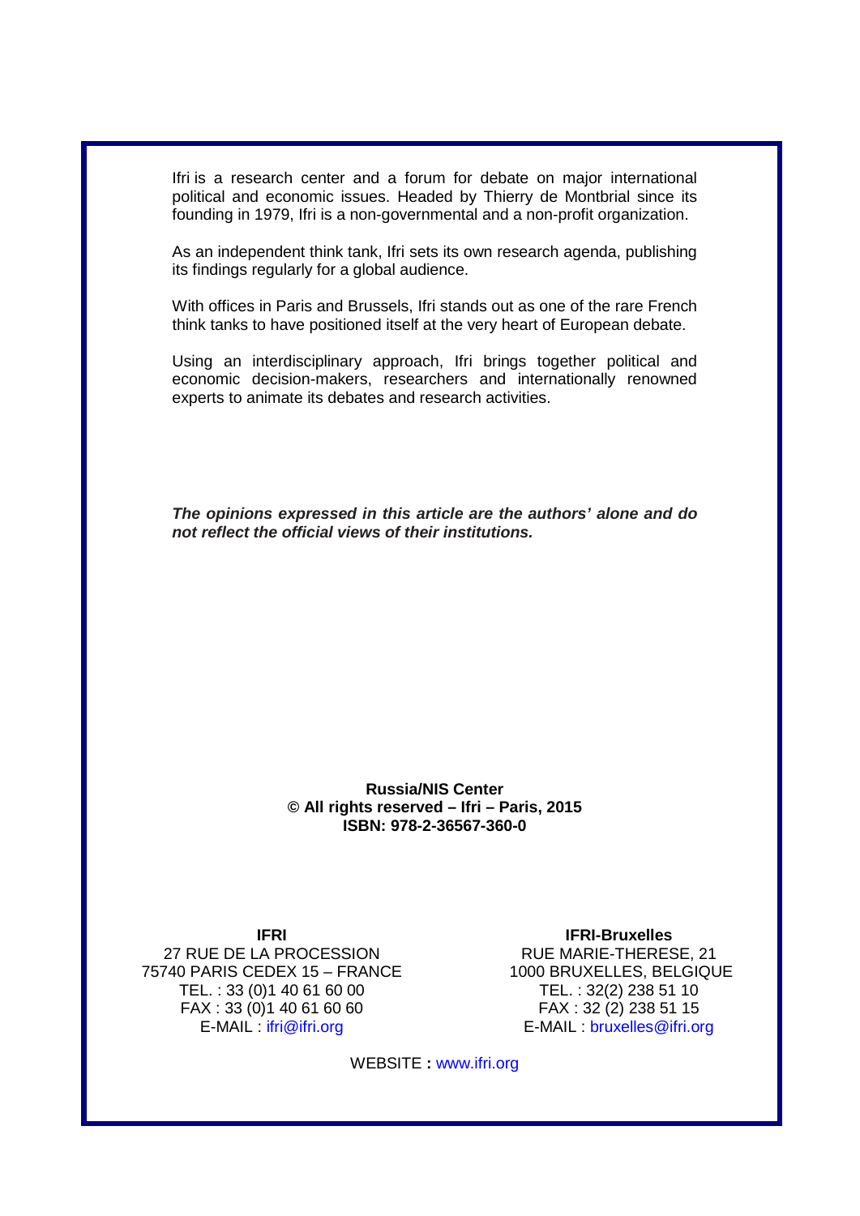Ifri is a research center and a forum for debate on major international political and economic issues. Headed by Thierry de Montbrial since its founding in 1979, Ifri is a non-governmental and a non-profit organization.

As an independent think tank, Ifri sets its own research agenda, publishing its findings regularly for a global audience.

With offices in Paris and Brussels, Ifri stands out as one of the rare French think tanks to have positioned itself at the very heart of European debate.

Using an interdisciplinary approach, Ifri brings together political and economic decision-makers, researchers and internationally renowned experts to animate its debates and research activities.

***The opinions expressed in this article are the authors' alone and do not reflect the official views of their institutions.***

**Russia/NIS Center**
**© All rights reserved – Ifri – Paris, 2015**
**ISBN: 978-2-36567-360-0**

**IFRI**
27 RUE DE LA PROCESSION
75740 PARIS CEDEX 15 – FRANCE
TEL. : 33 (0)1 40 61 60 00
FAX : 33 (0)1 40 61 60 60
E-MAIL : ifri@ifri.org

**IFRI-Bruxelles**
RUE MARIE-THERESE, 21
1000 BRUXELLES, BELGIQUE
TEL. : 32(2) 238 51 10
FAX : 32 (2) 238 51 15
E-MAIL : bruxelles@ifri.org

WEBSITE **:** www.ifri.org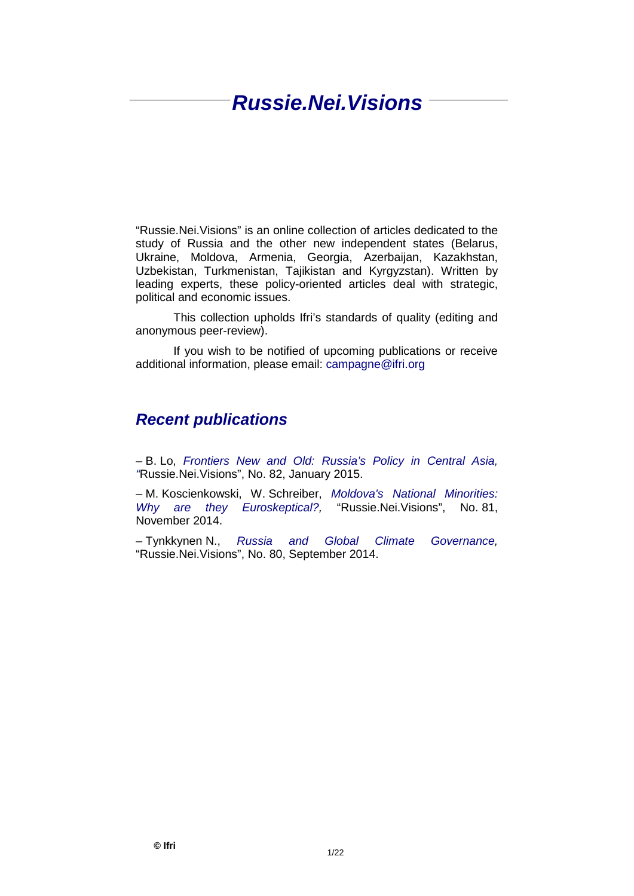# Russie.Nei.Visions

"Russie.Nei.Visions" is an online collection of articles dedicated to the study of Russia and the other new independent states (Belarus, Ukraine, Moldova, Armenia, Georgia, Azerbaijan, Kazakhstan, Uzbekistan, Turkmenistan, Tajikistan and Kyrgyzstan). Written by leading experts, these policy-oriented articles deal with strategic, political and economic issues.

This collection upholds Ifri's standards of quality (editing and anonymous peer-review).

If you wish to be notified of upcoming publications or receive additional information, please email: campagne@ifri.org

## Recent publications

– B. Lo, *Frontiers New and Old: Russia's Policy in Central Asia,* "Russie.Nei.Visions", No. 82, January 2015.

– M. Koscienkowski, W. Schreiber, *Moldova's National Minorities: Why are they Euroskeptical?,* "Russie.Nei.Visions", No. 81, November 2014.

– Tynkkynen N., *Russia and Global Climate Governance,* "Russie.Nei.Visions", No. 80, September 2014.

**© Ifri**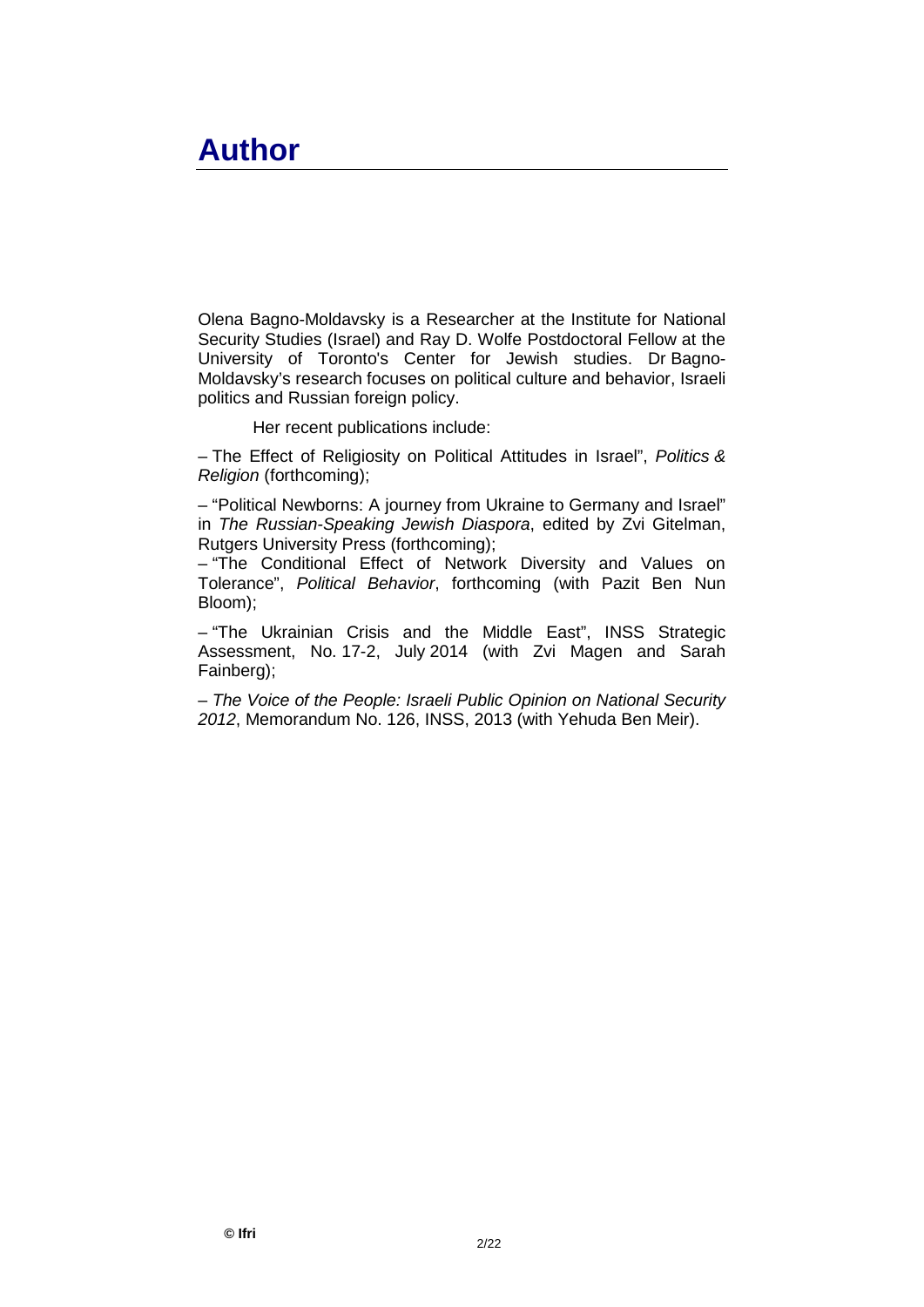# Author

Olena Bagno-Moldavsky is a Researcher at the Institute for National Security Studies (Israel) and Ray D. Wolfe Postdoctoral Fellow at the University of Toronto's Center for Jewish studies. Dr Bagno-Moldavsky's research focuses on political culture and behavior, Israeli politics and Russian foreign policy.

Her recent publications include:

– The Effect of Religiosity on Political Attitudes in Israel", *Politics & Religion* (forthcoming);

– "Political Newborns: A journey from Ukraine to Germany and Israel" in *The Russian-Speaking Jewish Diaspora*, edited by Zvi Gitelman, Rutgers University Press (forthcoming);

– "The Conditional Effect of Network Diversity and Values on Tolerance", *Political Behavior*, forthcoming (with Pazit Ben Nun Bloom);

– "The Ukrainian Crisis and the Middle East", INSS Strategic Assessment, No. 17-2, July 2014 (with Zvi Magen and Sarah Fainberg);

– *The Voice of the People: Israeli Public Opinion on National Security 2012*, Memorandum No. 126, INSS, 2013 (with Yehuda Ben Meir).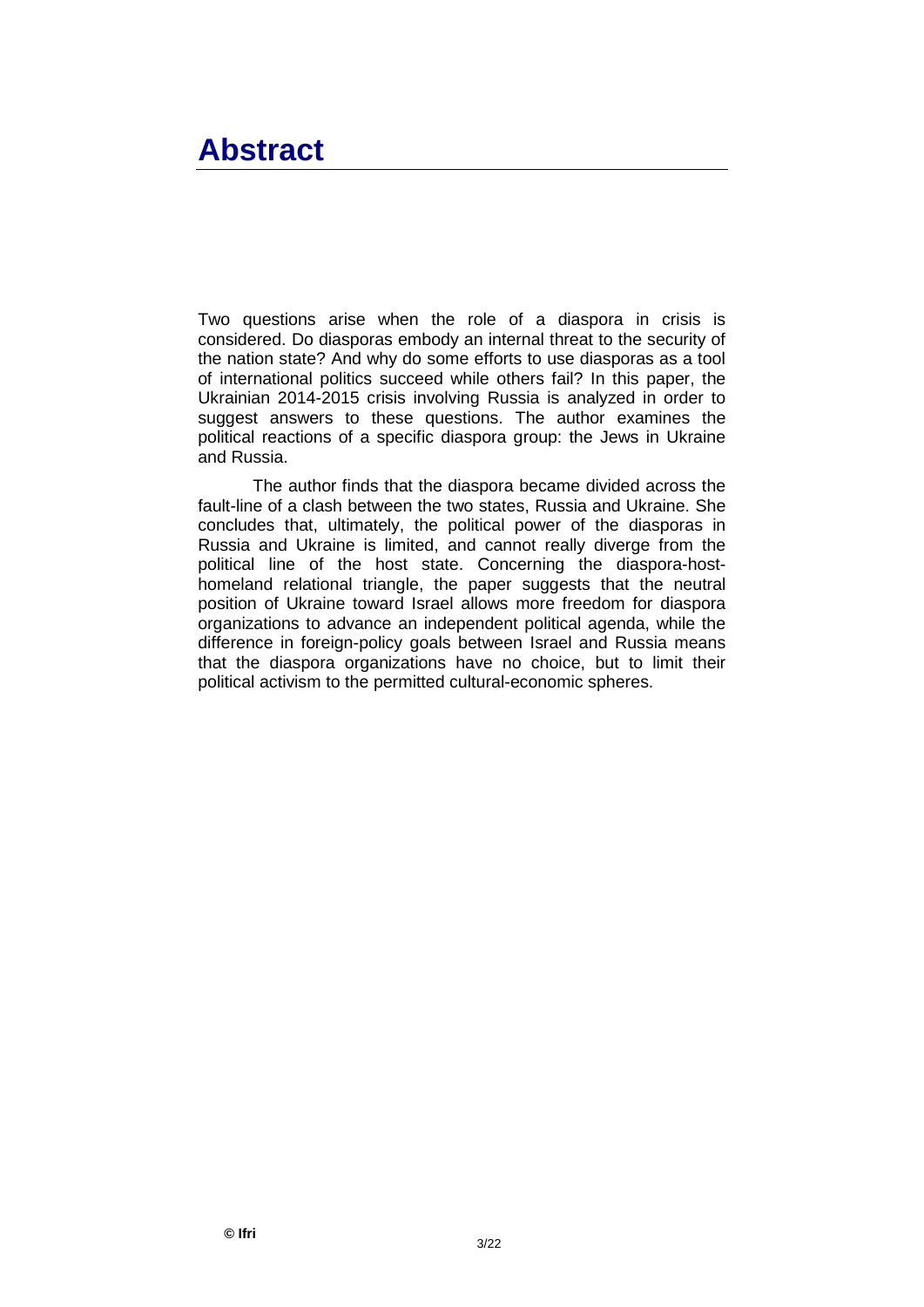# Abstract

Two questions arise when the role of a diaspora in crisis is considered. Do diasporas embody an internal threat to the security of the nation state? And why do some efforts to use diasporas as a tool of international politics succeed while others fail? In this paper, the Ukrainian 2014-2015 crisis involving Russia is analyzed in order to suggest answers to these questions. The author examines the political reactions of a specific diaspora group: the Jews in Ukraine and Russia.

The author finds that the diaspora became divided across the fault-line of a clash between the two states, Russia and Ukraine. She concludes that, ultimately, the political power of the diasporas in Russia and Ukraine is limited, and cannot really diverge from the political line of the host state. Concerning the diaspora-host-homeland relational triangle, the paper suggests that the neutral position of Ukraine toward Israel allows more freedom for diaspora organizations to advance an independent political agenda, while the difference in foreign-policy goals between Israel and Russia means that the diaspora organizations have no choice, but to limit their political activism to the permitted cultural-economic spheres.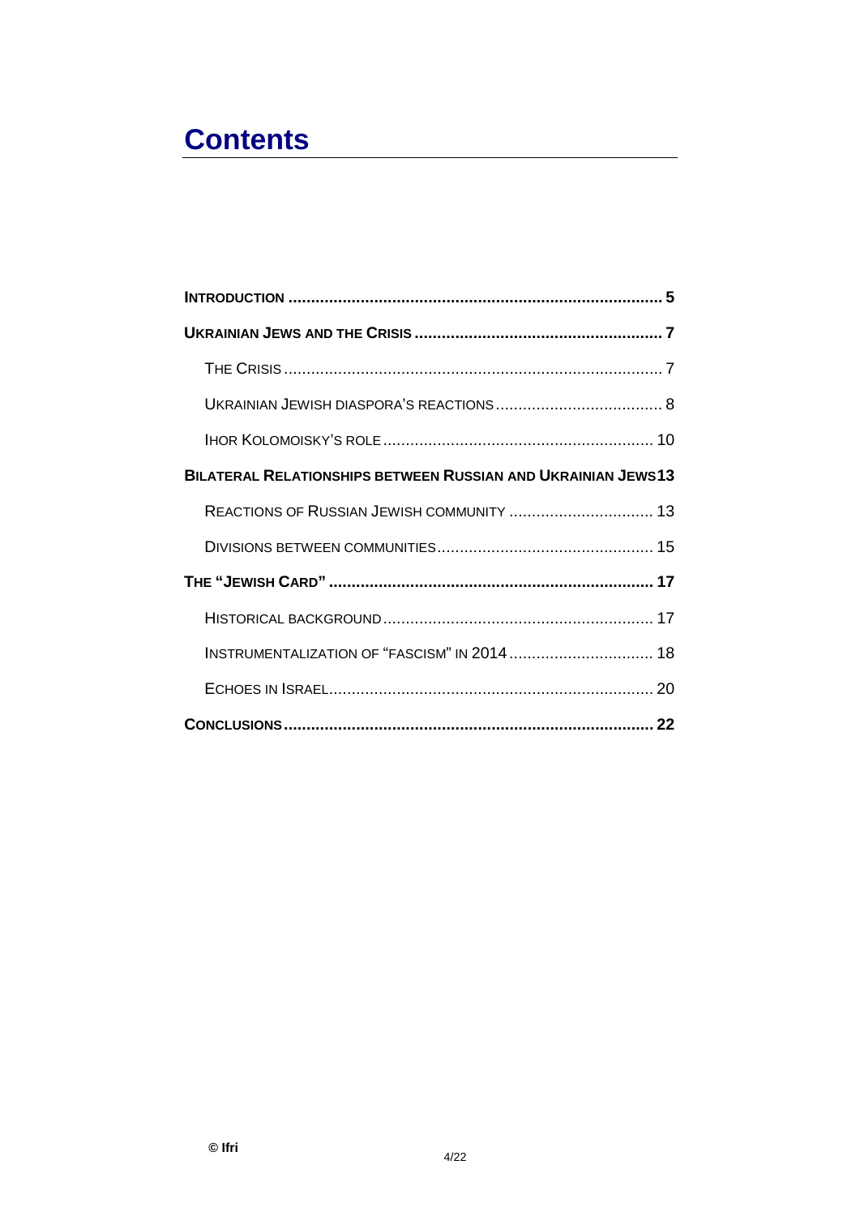# Contents

**INTRODUCTION** .................................................................................. **5**

**UKRAINIAN JEWS AND THE CRISIS** ...................................................... **7**

THE CRISIS ................................................................................... 7

UKRAINIAN JEWISH DIASPORA'S REACTIONS ..................................... 8

IHOR KOLOMOISKY'S ROLE ........................................................... 10

**BILATERAL RELATIONSHIPS BETWEEN RUSSIAN AND UKRAINIAN JEWS** **13**

REACTIONS OF RUSSIAN JEWISH COMMUNITY ................................ 13

DIVISIONS BETWEEN COMMUNITIES ............................................... 15

**THE "JEWISH CARD"** ....................................................................... **17**

HISTORICAL BACKGROUND ........................................................... 17

INSTRUMENTALIZATION OF "FASCISM" IN 2014 ................................ 18

ECHOES IN ISRAEL ....................................................................... 20

**CONCLUSIONS** ................................................................................. **22**

© Ifri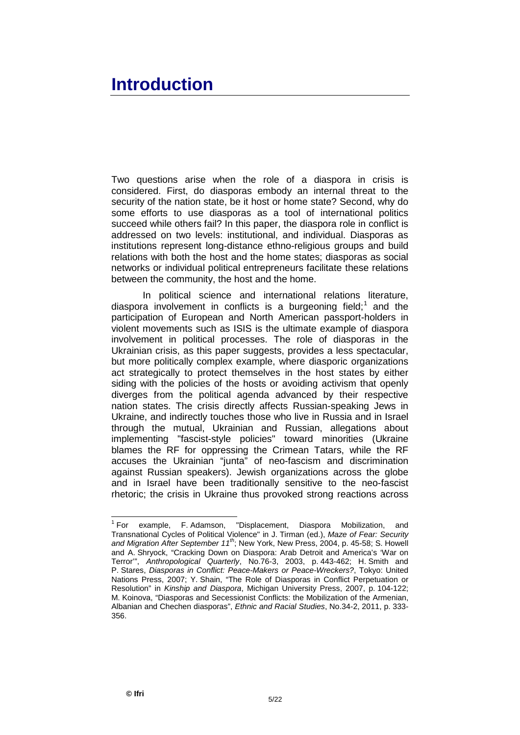# Introduction

Two questions arise when the role of a diaspora in crisis is considered. First, do diasporas embody an internal threat to the security of the nation state, be it host or home state? Second, why do some efforts to use diasporas as a tool of international politics succeed while others fail? In this paper, the diaspora role in conflict is addressed on two levels: institutional, and individual. Diasporas as institutions represent long-distance ethno-religious groups and build relations with both the host and the home states; diasporas as social networks or individual political entrepreneurs facilitate these relations between the community, the host and the home.

In political science and international relations literature, diaspora involvement in conflicts is a burgeoning field;[1] and the participation of European and North American passport-holders in violent movements such as ISIS is the ultimate example of diaspora involvement in political processes. The role of diasporas in the Ukrainian crisis, as this paper suggests, provides a less spectacular, but more politically complex example, where diasporic organizations act strategically to protect themselves in the host states by either siding with the policies of the hosts or avoiding activism that openly diverges from the political agenda advanced by their respective nation states. The crisis directly affects Russian-speaking Jews in Ukraine, and indirectly touches those who live in Russia and in Israel through the mutual, Ukrainian and Russian, allegations about implementing "fascist-style policies" toward minorities (Ukraine blames the RF for oppressing the Crimean Tatars, while the RF accuses the Ukrainian "junta" of neo-fascism and discrimination against Russian speakers). Jewish organizations across the globe and in Israel have been traditionally sensitive to the neo-fascist rhetoric; the crisis in Ukraine thus provoked strong reactions across

---

[1] For example, F. Adamson, "Displacement, Diaspora Mobilization, and Transnational Cycles of Political Violence" in J. Tirman (ed.), *Maze of Fear: Security and Migration After September 11th*; New York, New Press, 2004, p. 45-58; S. Howell and A. Shryock, "Cracking Down on Diaspora: Arab Detroit and America's 'War on Terror'", *Anthropological Quarterly*, No.76-3, 2003, p. 443-462; H. Smith and P. Stares, *Diasporas in Conflict: Peace-Makers or Peace-Wreckers?*, Tokyo: United Nations Press, 2007; Y. Shain, "The Role of Diasporas in Conflict Perpetuation or Resolution" in *Kinship and Diaspora*, Michigan University Press, 2007, p. 104-122; M. Koinova, "Diasporas and Secessionist Conflicts: the Mobilization of the Armenian, Albanian and Chechen diasporas", *Ethnic and Racial Studies*, No.34-2, 2011, p. 333-356.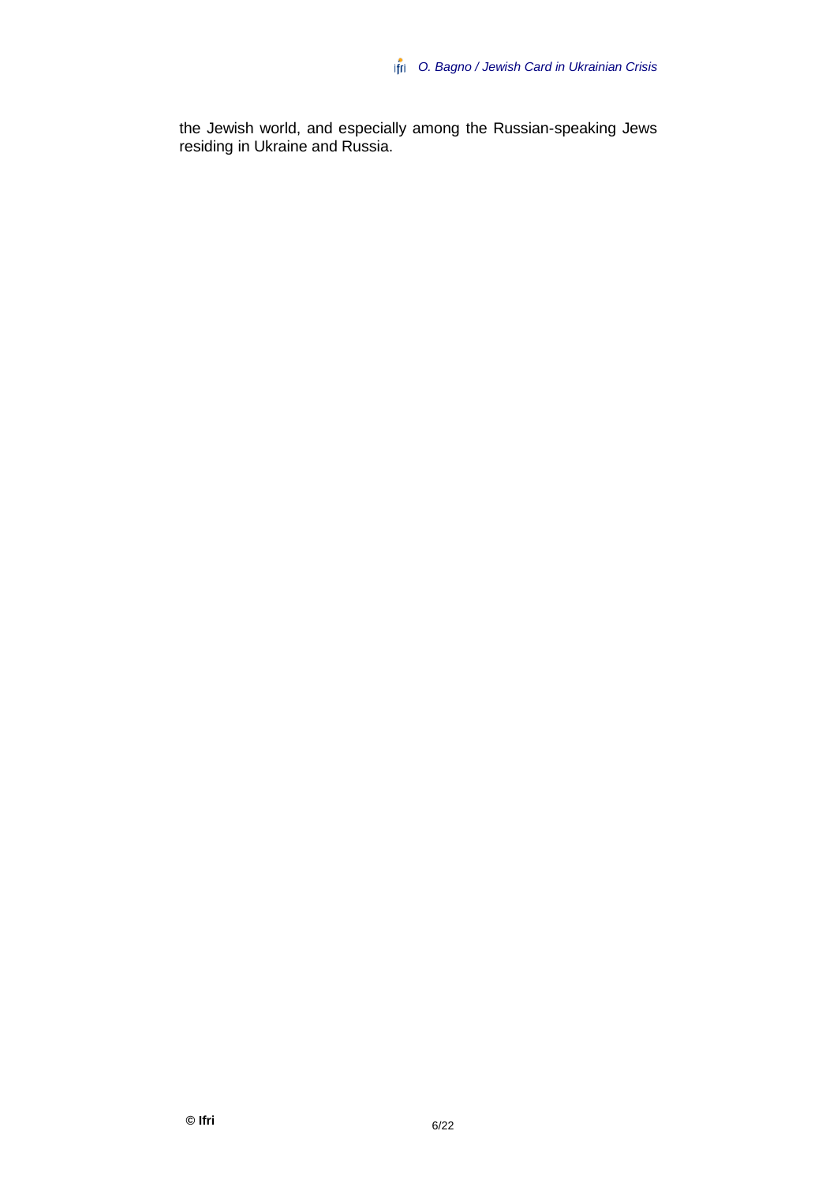the Jewish world, and especially among the Russian-speaking Jews residing in Ukraine and Russia.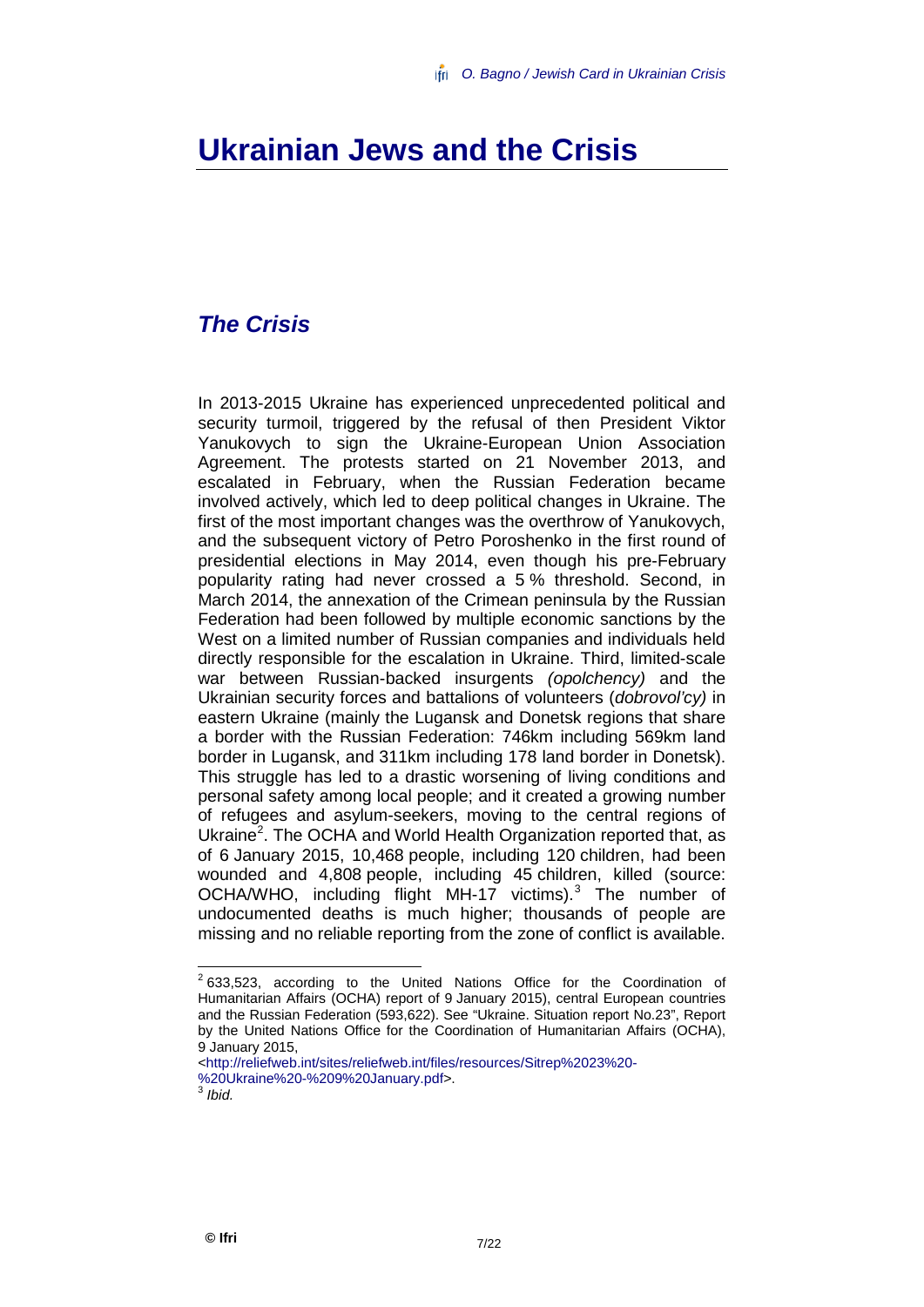# Ukrainian Jews and the Crisis

## *The Crisis*

In 2013-2015 Ukraine has experienced unprecedented political and security turmoil, triggered by the refusal of then President Viktor Yanukovych to sign the Ukraine-European Union Association Agreement. The protests started on 21 November 2013, and escalated in February, when the Russian Federation became involved actively, which led to deep political changes in Ukraine. The first of the most important changes was the overthrow of Yanukovych, and the subsequent victory of Petro Poroshenko in the first round of presidential elections in May 2014, even though his pre-February popularity rating had never crossed a 5 % threshold. Second, in March 2014, the annexation of the Crimean peninsula by the Russian Federation had been followed by multiple economic sanctions by the West on a limited number of Russian companies and individuals held directly responsible for the escalation in Ukraine. Third, limited-scale war between Russian-backed insurgents *(opolchency)* and the Ukrainian security forces and battalions of volunteers (*dobrovol'cy)* in eastern Ukraine (mainly the Lugansk and Donetsk regions that share a border with the Russian Federation: 746km including 569km land border in Lugansk, and 311km including 178 land border in Donetsk). This struggle has led to a drastic worsening of living conditions and personal safety among local people; and it created a growing number of refugees and asylum-seekers, moving to the central regions of Ukraine[2]. The OCHA and World Health Organization reported that, as of 6 January 2015, 10,468 people, including 120 children, had been wounded and 4,808 people, including 45 children, killed (source: OCHA/WHO, including flight MH-17 victims).[3] The number of undocumented deaths is much higher; thousands of people are missing and no reliable reporting from the zone of conflict is available.

---

[2] 633,523, according to the United Nations Office for the Coordination of Humanitarian Affairs (OCHA) report of 9 January 2015), central European countries and the Russian Federation (593,622). See "Ukraine. Situation report No.23", Report by the United Nations Office for the Coordination of Humanitarian Affairs (OCHA), 9 January 2015, <http://reliefweb.int/sites/reliefweb.int/files/resources/Sitrep%2023%20-%20Ukraine%20-%209%20January.pdf>.

[3] *Ibid.*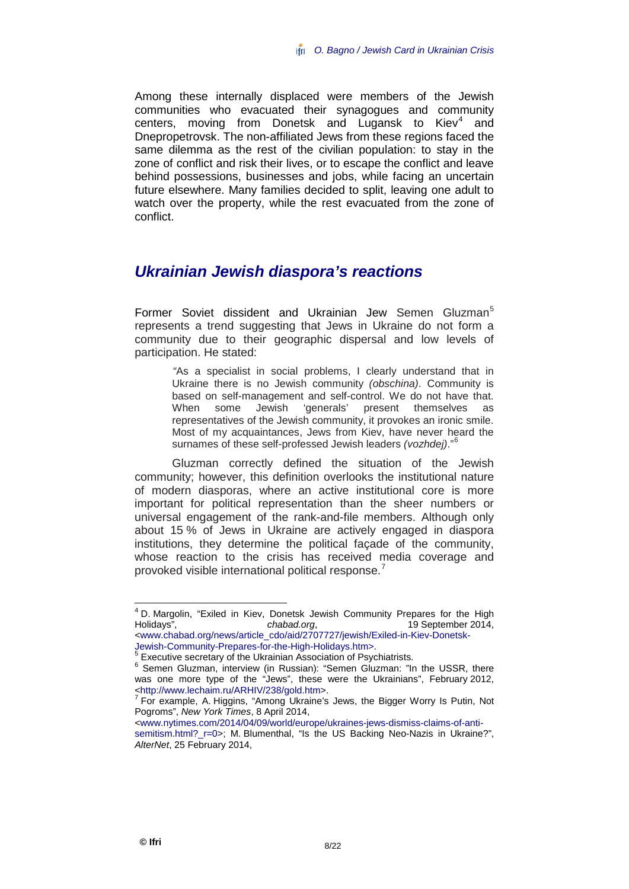Among these internally displaced were members of the Jewish communities who evacuated their synagogues and community centers, moving from Donetsk and Lugansk to Kiev[4] and Dnepropetrovsk. The non-affiliated Jews from these regions faced the same dilemma as the rest of the civilian population: to stay in the zone of conflict and risk their lives, or to escape the conflict and leave behind possessions, businesses and jobs, while facing an uncertain future elsewhere. Many families decided to split, leaving one adult to watch over the property, while the rest evacuated from the zone of conflict.

## *Ukrainian Jewish diaspora's reactions*

Former Soviet dissident and Ukrainian Jew Semen Gluzman[5] represents a trend suggesting that Jews in Ukraine do not form a community due to their geographic dispersal and low levels of participation. He stated:

> "As a specialist in social problems, I clearly understand that in Ukraine there is no Jewish community *(obschina)*. Community is based on self-management and self-control. We do not have that. When some Jewish 'generals' present themselves as representatives of the Jewish community, it provokes an ironic smile. Most of my acquaintances, Jews from Kiev, have never heard the surnames of these self-professed Jewish leaders *(vozhdej)*."[6]

Gluzman correctly defined the situation of the Jewish community; however, this definition overlooks the institutional nature of modern diasporas, where an active institutional core is more important for political representation than the sheer numbers or universal engagement of the rank-and-file members. Although only about 15 % of Jews in Ukraine are actively engaged in diaspora institutions, they determine the political façade of the community, whose reaction to the crisis has received media coverage and provoked visible international political response.[7]

---

[4] D. Margolin, "Exiled in Kiev, Donetsk Jewish Community Prepares for the High Holidays", *chabad.org*, 19 September 2014, <www.chabad.org/news/article_cdo/aid/2707727/jewish/Exiled-in-Kiev-Donetsk-Jewish-Community-Prepares-for-the-High-Holidays.htm>.

[5] Executive secretary of the Ukrainian Association of Psychiatrists.

[6] Semen Gluzman, interview (in Russian): "Semen Gluzman: "In the USSR, there was one more type of the "Jews", these were the Ukrainians", February 2012, <http://www.lechaim.ru/ARHIV/238/gold.htm>.

[7] For example, A. Higgins, "Among Ukraine's Jews, the Bigger Worry Is Putin, Not Pogroms", *New York Times*, 8 April 2014, <www.nytimes.com/2014/04/09/world/europe/ukraines-jews-dismiss-claims-of-anti-semitism.html?_r=0>; M. Blumenthal, "Is the US Backing Neo-Nazis in Ukraine?", *AlterNet*, 25 February 2014,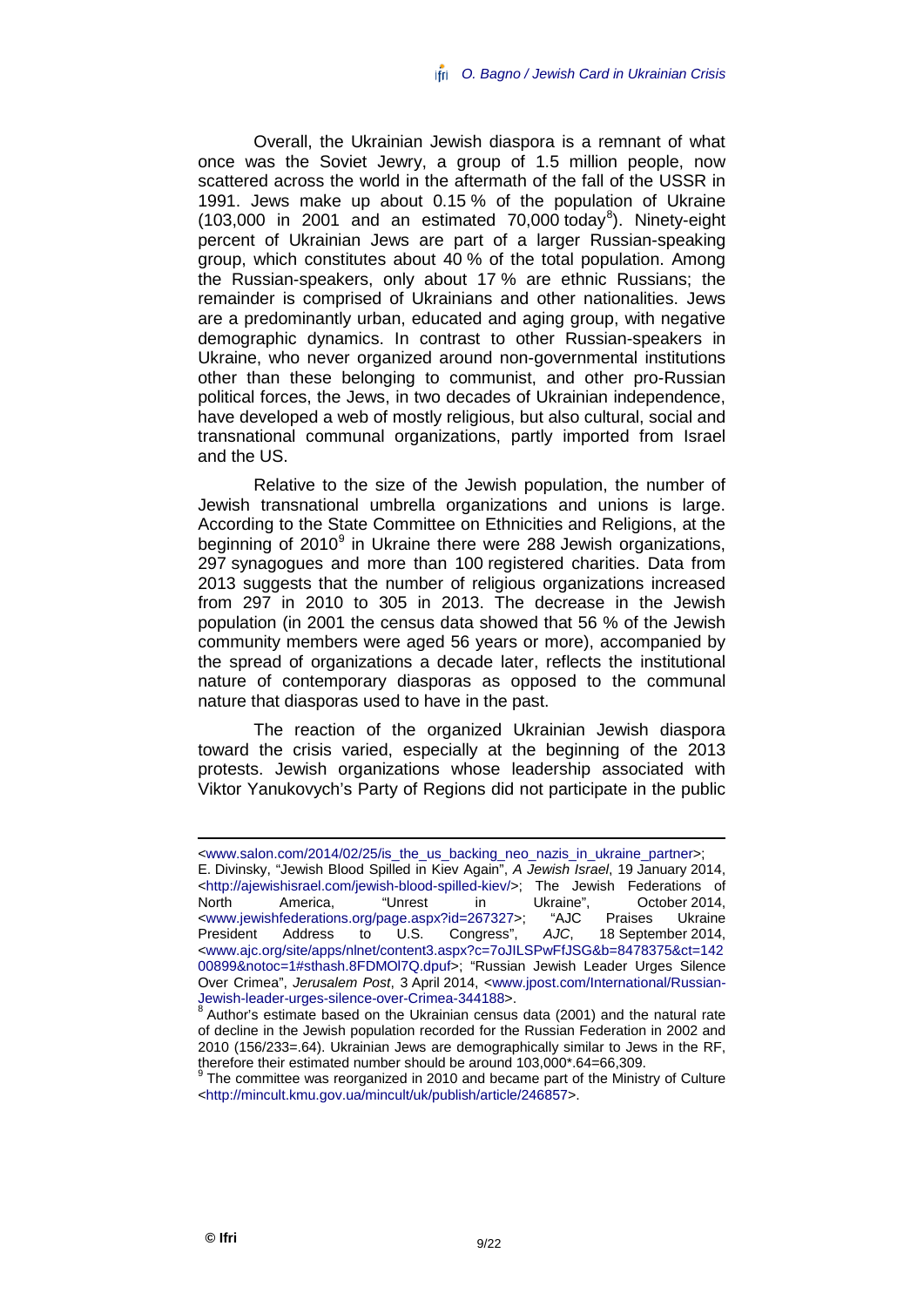Overall, the Ukrainian Jewish diaspora is a remnant of what once was the Soviet Jewry, a group of 1.5 million people, now scattered across the world in the aftermath of the fall of the USSR in 1991. Jews make up about 0.15 % of the population of Ukraine (103,000 in 2001 and an estimated 70,000 today[8]). Ninety-eight percent of Ukrainian Jews are part of a larger Russian-speaking group, which constitutes about 40 % of the total population. Among the Russian-speakers, only about 17 % are ethnic Russians; the remainder is comprised of Ukrainians and other nationalities. Jews are a predominantly urban, educated and aging group, with negative demographic dynamics. In contrast to other Russian-speakers in Ukraine, who never organized around non-governmental institutions other than these belonging to communist, and other pro-Russian political forces, the Jews, in two decades of Ukrainian independence, have developed a web of mostly religious, but also cultural, social and transnational communal organizations, partly imported from Israel and the US.

Relative to the size of the Jewish population, the number of Jewish transnational umbrella organizations and unions is large. According to the State Committee on Ethnicities and Religions, at the beginning of 2010[9] in Ukraine there were 288 Jewish organizations, 297 synagogues and more than 100 registered charities. Data from 2013 suggests that the number of religious organizations increased from 297 in 2010 to 305 in 2013. The decrease in the Jewish population (in 2001 the census data showed that 56 % of the Jewish community members were aged 56 years or more), accompanied by the spread of organizations a decade later, reflects the institutional nature of contemporary diasporas as opposed to the communal nature that diasporas used to have in the past.

The reaction of the organized Ukrainian Jewish diaspora toward the crisis varied, especially at the beginning of the 2013 protests. Jewish organizations whose leadership associated with Viktor Yanukovych's Party of Regions did not participate in the public

---

<www.salon.com/2014/02/25/is_the_us_backing_neo_nazis_in_ukraine_partner>; E. Divinsky, "Jewish Blood Spilled in Kiev Again", *A Jewish Israel*, 19 January 2014, <http://ajewishisrael.com/jewish-blood-spilled-kiev/>; The Jewish Federations of North America, "Unrest in Ukraine", October 2014, <www.jewishfederations.org/page.aspx?id=267327>; "AJC Praises Ukraine President Address to U.S. Congress", *AJC*, 18 September 2014, <www.ajc.org/site/apps/nlnet/content3.aspx?c=7oJILSPwFfJSG&b=8478375&ct=14200899&notoc=1#sthash.8FDMOl7Q.dpuf>; "Russian Jewish Leader Urges Silence Over Crimea", *Jerusalem Post*, 3 April 2014, <www.jpost.com/International/Russian-Jewish-leader-urges-silence-over-Crimea-344188>.

[8] Author's estimate based on the Ukrainian census data (2001) and the natural rate of decline in the Jewish population recorded for the Russian Federation in 2002 and 2010 (156/233=.64). Ukrainian Jews are demographically similar to Jews in the RF, therefore their estimated number should be around 103,000*.64=66,309.

[9] The committee was reorganized in 2010 and became part of the Ministry of Culture <http://mincult.kmu.gov.ua/mincult/uk/publish/article/246857>.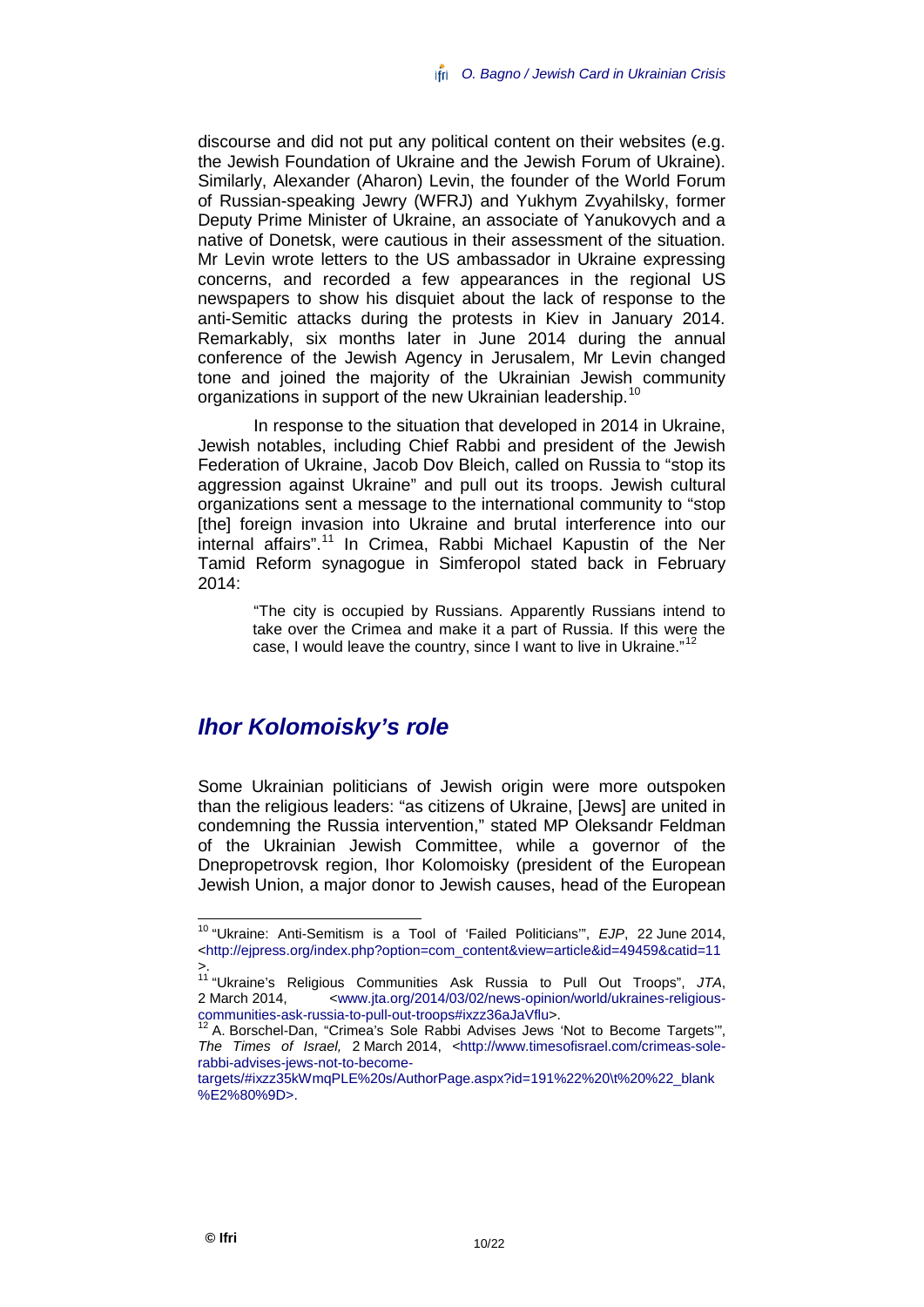discourse and did not put any political content on their websites (e.g. the Jewish Foundation of Ukraine and the Jewish Forum of Ukraine). Similarly, Alexander (Aharon) Levin, the founder of the World Forum of Russian-speaking Jewry (WFRJ) and Yukhym Zvyahilsky, former Deputy Prime Minister of Ukraine, an associate of Yanukovych and a native of Donetsk, were cautious in their assessment of the situation. Mr Levin wrote letters to the US ambassador in Ukraine expressing concerns, and recorded a few appearances in the regional US newspapers to show his disquiet about the lack of response to the anti-Semitic attacks during the protests in Kiev in January 2014. Remarkably, six months later in June 2014 during the annual conference of the Jewish Agency in Jerusalem, Mr Levin changed tone and joined the majority of the Ukrainian Jewish community organizations in support of the new Ukrainian leadership.[10]

In response to the situation that developed in 2014 in Ukraine, Jewish notables, including Chief Rabbi and president of the Jewish Federation of Ukraine, Jacob Dov Bleich, called on Russia to "stop its aggression against Ukraine" and pull out its troops. Jewish cultural organizations sent a message to the international community to "stop [the] foreign invasion into Ukraine and brutal interference into our internal affairs".[11] In Crimea, Rabbi Michael Kapustin of the Ner Tamid Reform synagogue in Simferopol stated back in February 2014:

> "The city is occupied by Russians. Apparently Russians intend to take over the Crimea and make it a part of Russia. If this were the case, I would leave the country, since I want to live in Ukraine."[12]

## *Ihor Kolomoisky's role*

Some Ukrainian politicians of Jewish origin were more outspoken than the religious leaders: "as citizens of Ukraine, [Jews] are united in condemning the Russia intervention," stated MP Oleksandr Feldman of the Ukrainian Jewish Committee, while a governor of the Dnepropetrovsk region, Ihor Kolomoisky (president of the European Jewish Union, a major donor to Jewish causes, head of the European

---

[10] "Ukraine: Anti-Semitism is a Tool of 'Failed Politicians'", *EJP*, 22 June 2014, <http://ejpress.org/index.php?option=com_content&view=article&id=49459&catid=11>.

[11] "Ukraine's Religious Communities Ask Russia to Pull Out Troops", *JTA*, 2 March 2014, <www.jta.org/2014/03/02/news-opinion/world/ukraines-religious-communities-ask-russia-to-pull-out-troops#ixzz36aJaVflu>.

[12] A. Borschel-Dan, "Crimea's Sole Rabbi Advises Jews 'Not to Become Targets'", *The Times of Israel,* 2 March 2014, <http://www.timesofisrael.com/crimeas-sole-rabbi-advises-jews-not-to-become-targets/#ixzz35kWmqPLE%20s/AuthorPage.aspx?id=191%22%20\t%20%22_blank%E2%80%9D>.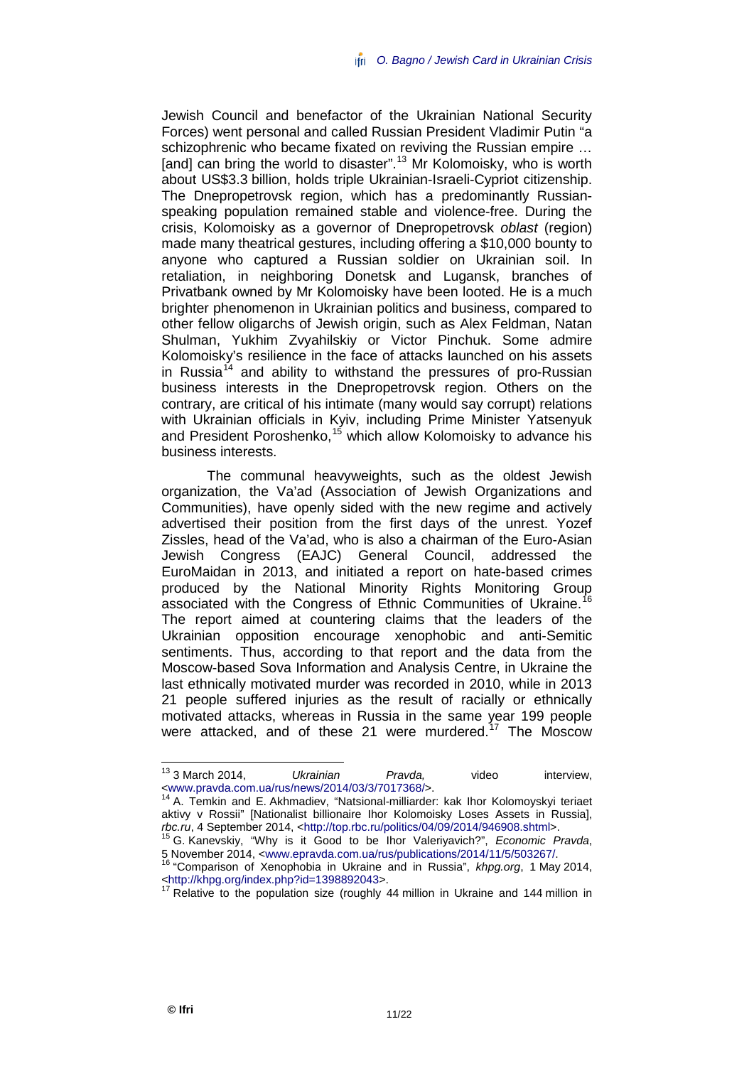Jewish Council and benefactor of the Ukrainian National Security Forces) went personal and called Russian President Vladimir Putin "a schizophrenic who became fixated on reviving the Russian empire … [and] can bring the world to disaster".[13] Mr Kolomoisky, who is worth about US$3.3 billion, holds triple Ukrainian-Israeli-Cypriot citizenship. The Dnepropetrovsk region, which has a predominantly Russian-speaking population remained stable and violence-free. During the crisis, Kolomoisky as a governor of Dnepropetrovsk *oblast* (region) made many theatrical gestures, including offering a $10,000 bounty to anyone who captured a Russian soldier on Ukrainian soil. In retaliation, in neighboring Donetsk and Lugansk, branches of Privatbank owned by Mr Kolomoisky have been looted. He is a much brighter phenomenon in Ukrainian politics and business, compared to other fellow oligarchs of Jewish origin, such as Alex Feldman, Natan Shulman, Yukhim Zvyahilskiy or Victor Pinchuk. Some admire Kolomoisky's resilience in the face of attacks launched on his assets in Russia[14] and ability to withstand the pressures of pro-Russian business interests in the Dnepropetrovsk region. Others on the contrary, are critical of his intimate (many would say corrupt) relations with Ukrainian officials in Kyiv, including Prime Minister Yatsenyuk and President Poroshenko,[15] which allow Kolomoisky to advance his business interests.

The communal heavyweights, such as the oldest Jewish organization, the Va'ad (Association of Jewish Organizations and Communities), have openly sided with the new regime and actively advertised their position from the first days of the unrest. Yozef Zissles, head of the Va'ad, who is also a chairman of the Euro-Asian Jewish Congress (EAJC) General Council, addressed the EuroMaidan in 2013, and initiated a report on hate-based crimes produced by the National Minority Rights Monitoring Group associated with the Congress of Ethnic Communities of Ukraine.[16] The report aimed at countering claims that the leaders of the Ukrainian opposition encourage xenophobic and anti-Semitic sentiments. Thus, according to that report and the data from the Moscow-based Sova Information and Analysis Centre, in Ukraine the last ethnically motivated murder was recorded in 2010, while in 2013 21 people suffered injuries as the result of racially or ethnically motivated attacks, whereas in Russia in the same year 199 people were attacked, and of these 21 were murdered.[17] The Moscow

---

[13] 3 March 2014, *Ukrainian Pravda,* video interview, <www.pravda.com.ua/rus/news/2014/03/3/7017368/>.

[14] A. Temkin and E. Akhmadiev, "Natsional-milliarder: kak Ihor Kolomoyskyi teriaet aktivy v Rossii" [Nationalist billionaire Ihor Kolomoisky Loses Assets in Russia], *rbc.ru*, 4 September 2014, <http://top.rbc.ru/politics/04/09/2014/946908.shtml>.

[15] G. Kanevskiy, "Why is it Good to be Ihor Valeriyavich?", *Economic Pravda*, 5 November 2014, <www.epravda.com.ua/rus/publications/2014/11/5/503267/.

[16] "Comparison of Xenophobia in Ukraine and in Russia", *khpg.org*, 1 May 2014, <http://khpg.org/index.php?id=1398892043>.

[17] Relative to the population size (roughly 44 million in Ukraine and 144 million in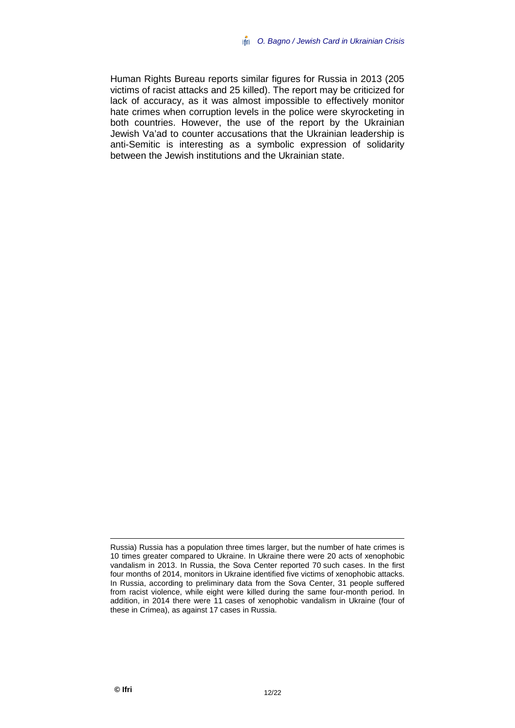Human Rights Bureau reports similar figures for Russia in 2013 (205 victims of racist attacks and 25 killed). The report may be criticized for lack of accuracy, as it was almost impossible to effectively monitor hate crimes when corruption levels in the police were skyrocketing in both countries. However, the use of the report by the Ukrainian Jewish Va'ad to counter accusations that the Ukrainian leadership is anti-Semitic is interesting as a symbolic expression of solidarity between the Jewish institutions and the Ukrainian state.

---

Russia) Russia has a population three times larger, but the number of hate crimes is 10 times greater compared to Ukraine. In Ukraine there were 20 acts of xenophobic vandalism in 2013. In Russia, the Sova Center reported 70 such cases. In the first four months of 2014, monitors in Ukraine identified five victims of xenophobic attacks. In Russia, according to preliminary data from the Sova Center, 31 people suffered from racist violence, while eight were killed during the same four-month period. In addition, in 2014 there were 11 cases of xenophobic vandalism in Ukraine (four of these in Crimea), as against 17 cases in Russia.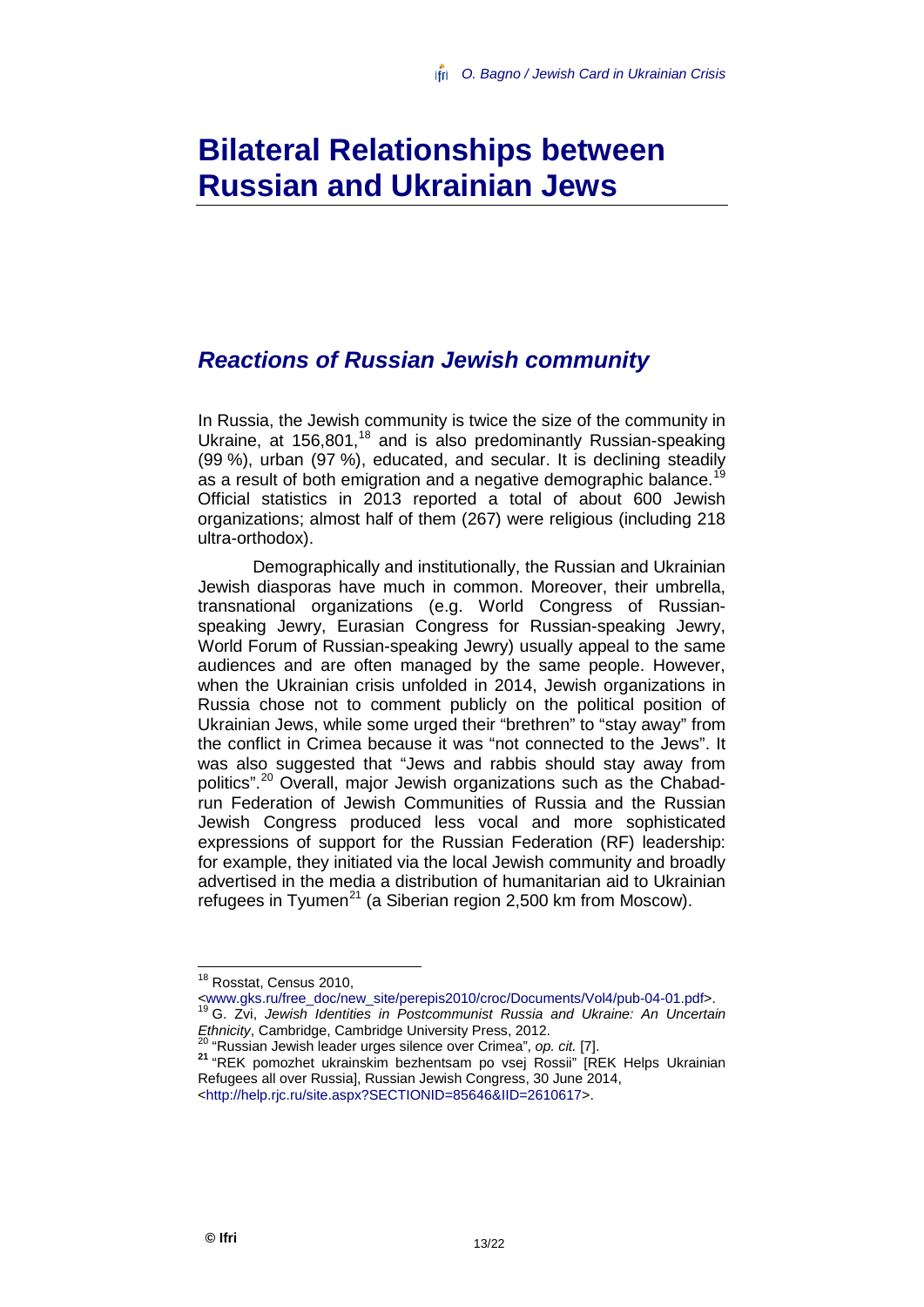# Bilateral Relationships between Russian and Ukrainian Jews

## *Reactions of Russian Jewish community*

In Russia, the Jewish community is twice the size of the community in Ukraine, at 156,801,[18] and is also predominantly Russian-speaking (99 %), urban (97 %), educated, and secular. It is declining steadily as a result of both emigration and a negative demographic balance.[19] Official statistics in 2013 reported a total of about 600 Jewish organizations; almost half of them (267) were religious (including 218 ultra-orthodox).

Demographically and institutionally, the Russian and Ukrainian Jewish diasporas have much in common. Moreover, their umbrella, transnational organizations (e.g. World Congress of Russian-speaking Jewry, Eurasian Congress for Russian-speaking Jewry, World Forum of Russian-speaking Jewry) usually appeal to the same audiences and are often managed by the same people. However, when the Ukrainian crisis unfolded in 2014, Jewish organizations in Russia chose not to comment publicly on the political position of Ukrainian Jews, while some urged their "brethren" to "stay away" from the conflict in Crimea because it was "not connected to the Jews". It was also suggested that "Jews and rabbis should stay away from politics".[20] Overall, major Jewish organizations such as the Chabad-run Federation of Jewish Communities of Russia and the Russian Jewish Congress produced less vocal and more sophisticated expressions of support for the Russian Federation (RF) leadership: for example, they initiated via the local Jewish community and broadly advertised in the media a distribution of humanitarian aid to Ukrainian refugees in Tyumen[21] (a Siberian region 2,500 km from Moscow).

---

[18] Rosstat, Census 2010, <www.gks.ru/free_doc/new_site/perepis2010/croc/Documents/Vol4/pub-04-01.pdf>.

[19] G. Zvi, *Jewish Identities in Postcommunist Russia and Ukraine: An Uncertain Ethnicity*, Cambridge, Cambridge University Press, 2012.

[20] "Russian Jewish leader urges silence over Crimea", *op. cit.* [7].

[21] "REK pomozhet ukrainskim bezhentsam po vsej Rossii" [REK Helps Ukrainian Refugees all over Russia], Russian Jewish Congress, 30 June 2014, <http://help.rjc.ru/site.aspx?SECTIONID=85646&IID=2610617>.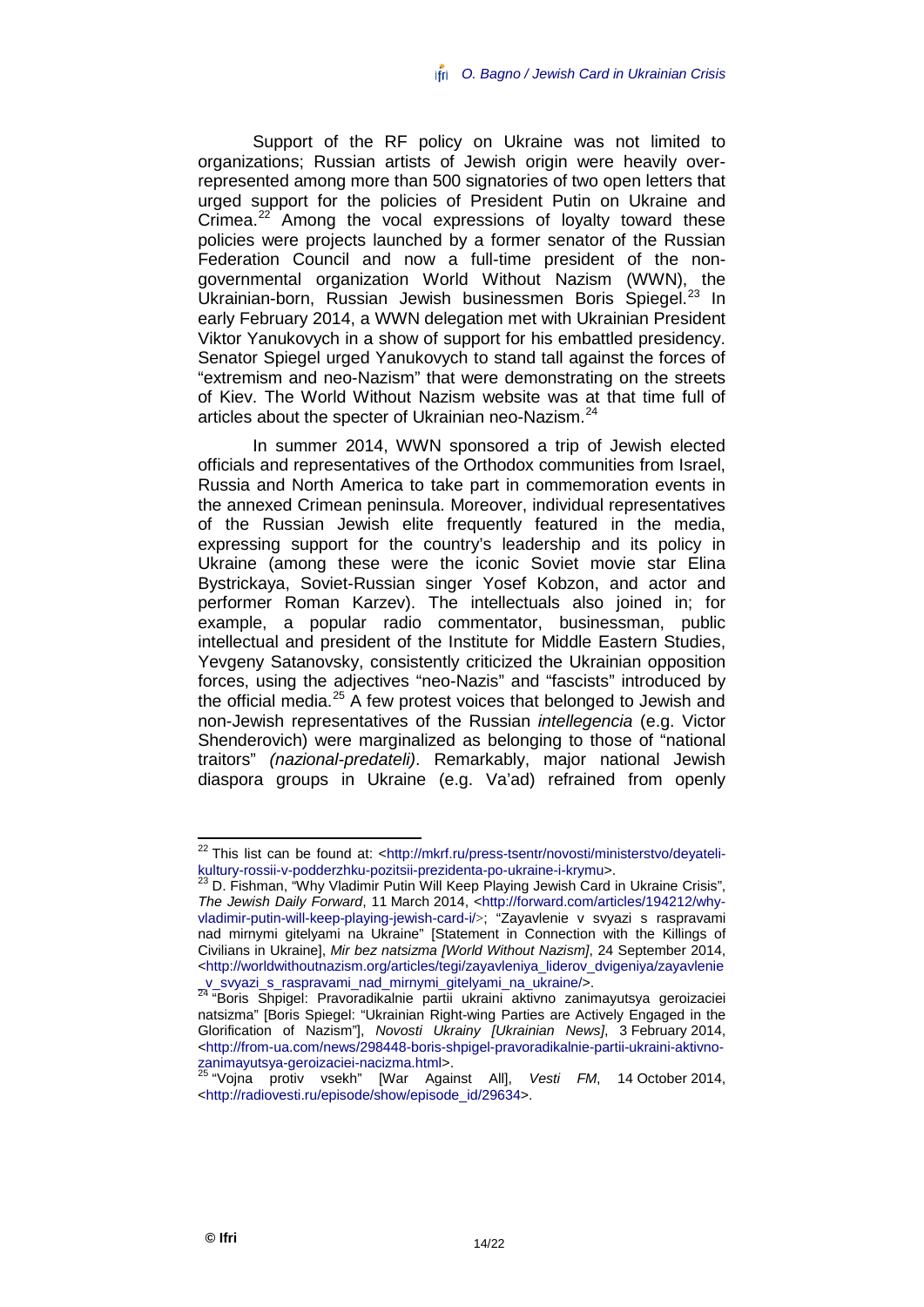Support of the RF policy on Ukraine was not limited to organizations; Russian artists of Jewish origin were heavily over-represented among more than 500 signatories of two open letters that urged support for the policies of President Putin on Ukraine and Crimea.[22] Among the vocal expressions of loyalty toward these policies were projects launched by a former senator of the Russian Federation Council and now a full-time president of the non-governmental organization World Without Nazism (WWN), the Ukrainian-born, Russian Jewish businessmen Boris Spiegel.[23] In early February 2014, a WWN delegation met with Ukrainian President Viktor Yanukovych in a show of support for his embattled presidency. Senator Spiegel urged Yanukovych to stand tall against the forces of "extremism and neo-Nazism" that were demonstrating on the streets of Kiev. The World Without Nazism website was at that time full of articles about the specter of Ukrainian neo-Nazism.[24]

In summer 2014, WWN sponsored a trip of Jewish elected officials and representatives of the Orthodox communities from Israel, Russia and North America to take part in commemoration events in the annexed Crimean peninsula. Moreover, individual representatives of the Russian Jewish elite frequently featured in the media, expressing support for the country's leadership and its policy in Ukraine (among these were the iconic Soviet movie star Elina Bystrickaya, Soviet-Russian singer Yosef Kobzon, and actor and performer Roman Karzev). The intellectuals also joined in; for example, a popular radio commentator, businessman, public intellectual and president of the Institute for Middle Eastern Studies, Yevgeny Satanovsky, consistently criticized the Ukrainian opposition forces, using the adjectives "neo-Nazis" and "fascists" introduced by the official media.[25] A few protest voices that belonged to Jewish and non-Jewish representatives of the Russian *intellegencia* (e.g. Victor Shenderovich) were marginalized as belonging to those of "national traitors" *(nazional-predateli)*. Remarkably, major national Jewish diaspora groups in Ukraine (e.g. Va'ad) refrained from openly

---

[22] This list can be found at: <http://mkrf.ru/press-tsentr/novosti/ministerstvo/deyateli-kultury-rossii-v-podderzhku-pozitsii-prezidenta-po-ukraine-i-krymu>.

[23] D. Fishman, "Why Vladimir Putin Will Keep Playing Jewish Card in Ukraine Crisis", *The Jewish Daily Forward*, 11 March 2014, <http://forward.com/articles/194212/why-vladimir-putin-will-keep-playing-jewish-card-i/>; "Zayavlenie v svyazi s raspravami nad mirnymi gitelyami na Ukraine" [Statement in Connection with the Killings of Civilians in Ukraine], *Mir bez natsizma [World Without Nazism]*, 24 September 2014, <http://worldwithoutnazism.org/articles/tegi/zayavleniya_liderov_dvigeniya/zayavlenie_v_svyazi_s_raspravami_nad_mirnymi_gitelyami_na_ukraine/>.

[24] "Boris Shpigel: Pravoradikalnie partii ukraini aktivno zanimayutsya geroizaciei natsizma" [Boris Spiegel: "Ukrainian Right-wing Parties are Actively Engaged in the Glorification of Nazism"], *Novosti Ukrainy [Ukrainian News]*, 3 February 2014, <http://from-ua.com/news/298448-boris-shpigel-pravoradikalnie-partii-ukraini-aktivno-zanimayutsya-geroizaciei-nacizma.html>.

[25] "Vojna protiv vsekh" [War Against All], *Vesti FM*, 14 October 2014, <http://radiovesti.ru/episode/show/episode_id/29634>.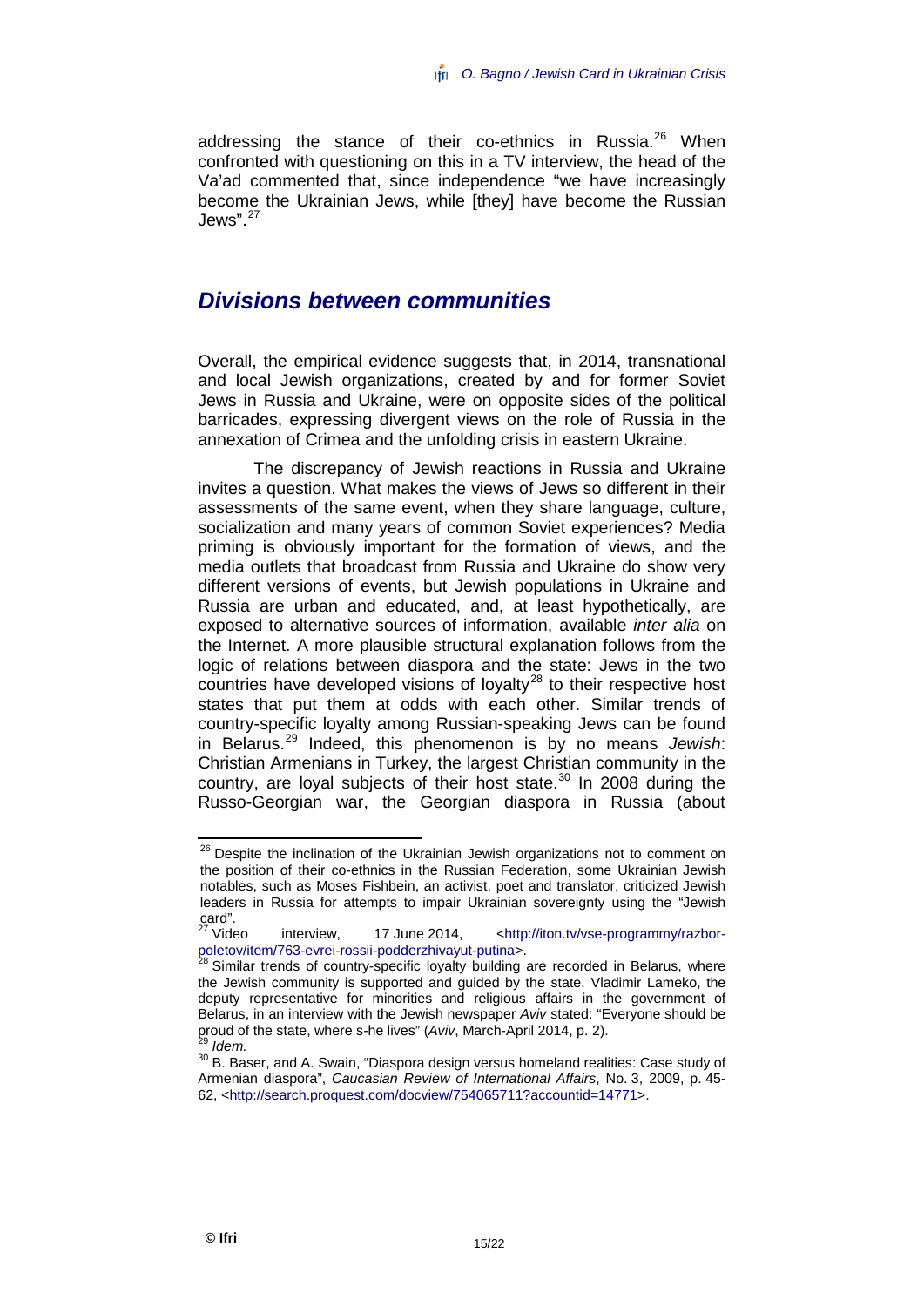addressing the stance of their co-ethnics in Russia.[26] When confronted with questioning on this in a TV interview, the head of the Va'ad commented that, since independence "we have increasingly become the Ukrainian Jews, while [they] have become the Russian Jews".[27]

## *Divisions between communities*

Overall, the empirical evidence suggests that, in 2014, transnational and local Jewish organizations, created by and for former Soviet Jews in Russia and Ukraine, were on opposite sides of the political barricades, expressing divergent views on the role of Russia in the annexation of Crimea and the unfolding crisis in eastern Ukraine.

The discrepancy of Jewish reactions in Russia and Ukraine invites a question. What makes the views of Jews so different in their assessments of the same event, when they share language, culture, socialization and many years of common Soviet experiences? Media priming is obviously important for the formation of views, and the media outlets that broadcast from Russia and Ukraine do show very different versions of events, but Jewish populations in Ukraine and Russia are urban and educated, and, at least hypothetically, are exposed to alternative sources of information, available *inter alia* on the Internet. A more plausible structural explanation follows from the logic of relations between diaspora and the state: Jews in the two countries have developed visions of loyalty[28] to their respective host states that put them at odds with each other. Similar trends of country-specific loyalty among Russian-speaking Jews can be found in Belarus.[29] Indeed, this phenomenon is by no means *Jewish*: Christian Armenians in Turkey, the largest Christian community in the country, are loyal subjects of their host state.[30] In 2008 during the Russo-Georgian war, the Georgian diaspora in Russia (about

---

[26] Despite the inclination of the Ukrainian Jewish organizations not to comment on the position of their co-ethnics in the Russian Federation, some Ukrainian Jewish notables, such as Moses Fishbein, an activist, poet and translator, criticized Jewish leaders in Russia for attempts to impair Ukrainian sovereignty using the "Jewish card".

[27] Video interview, 17 June 2014, <http://iton.tv/vse-programmy/razbor-poletov/item/763-evrei-rossii-podderzhivayut-putina>.

[28] Similar trends of country-specific loyalty building are recorded in Belarus, where the Jewish community is supported and guided by the state. Vladimir Lameko, the deputy representative for minorities and religious affairs in the government of Belarus, in an interview with the Jewish newspaper *Aviv* stated: "Everyone should be proud of the state, where s-he lives" (*Aviv*, March-April 2014, p. 2).

[29] *Idem.*

[30] B. Baser, and A. Swain, "Diaspora design versus homeland realities: Case study of Armenian diaspora", *Caucasian Review of International Affairs*, No. 3, 2009, p. 45-62, <http://search.proquest.com/docview/754065711?accountid=14771>.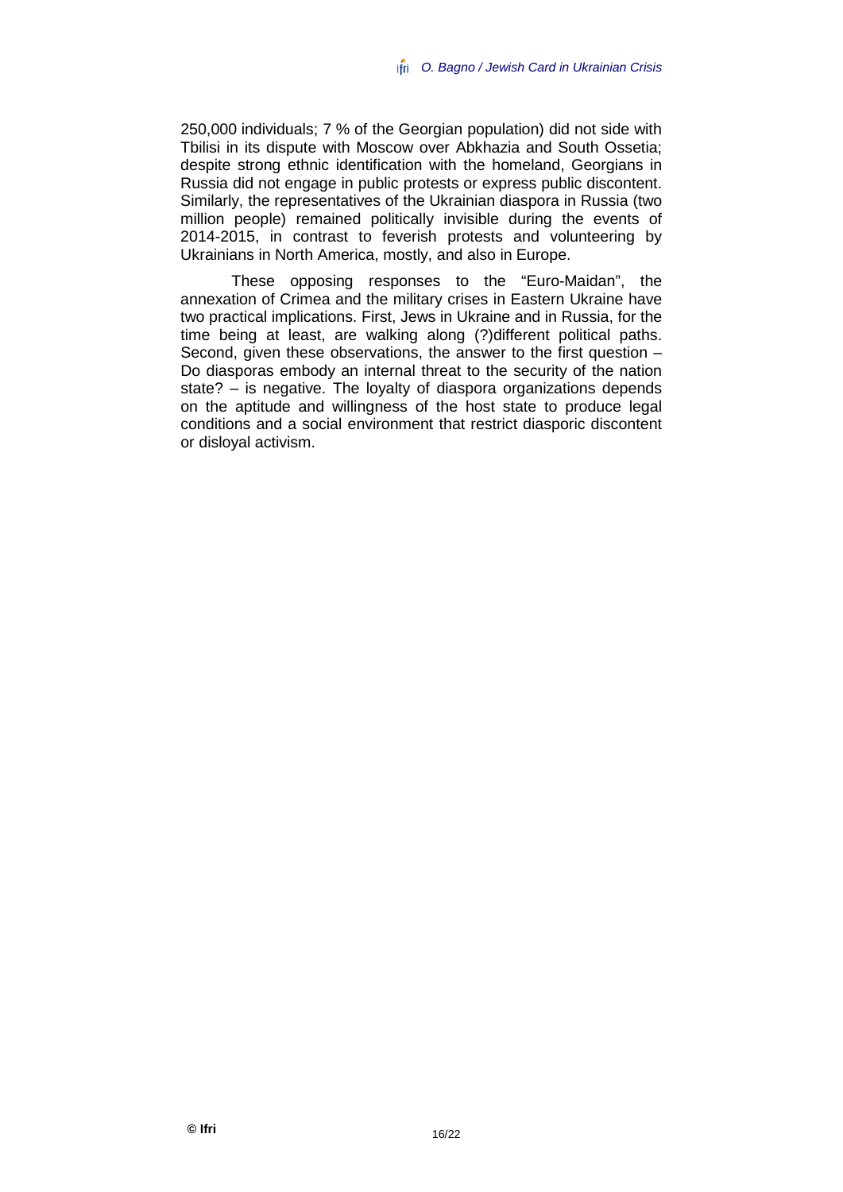250,000 individuals; 7 % of the Georgian population) did not side with Tbilisi in its dispute with Moscow over Abkhazia and South Ossetia; despite strong ethnic identification with the homeland, Georgians in Russia did not engage in public protests or express public discontent. Similarly, the representatives of the Ukrainian diaspora in Russia (two million people) remained politically invisible during the events of 2014-2015, in contrast to feverish protests and volunteering by Ukrainians in North America, mostly, and also in Europe.

These opposing responses to the "Euro-Maidan", the annexation of Crimea and the military crises in Eastern Ukraine have two practical implications. First, Jews in Ukraine and in Russia, for the time being at least, are walking along (?)different political paths. Second, given these observations, the answer to the first question – Do diasporas embody an internal threat to the security of the nation state? – is negative. The loyalty of diaspora organizations depends on the aptitude and willingness of the host state to produce legal conditions and a social environment that restrict diasporic discontent or disloyal activism.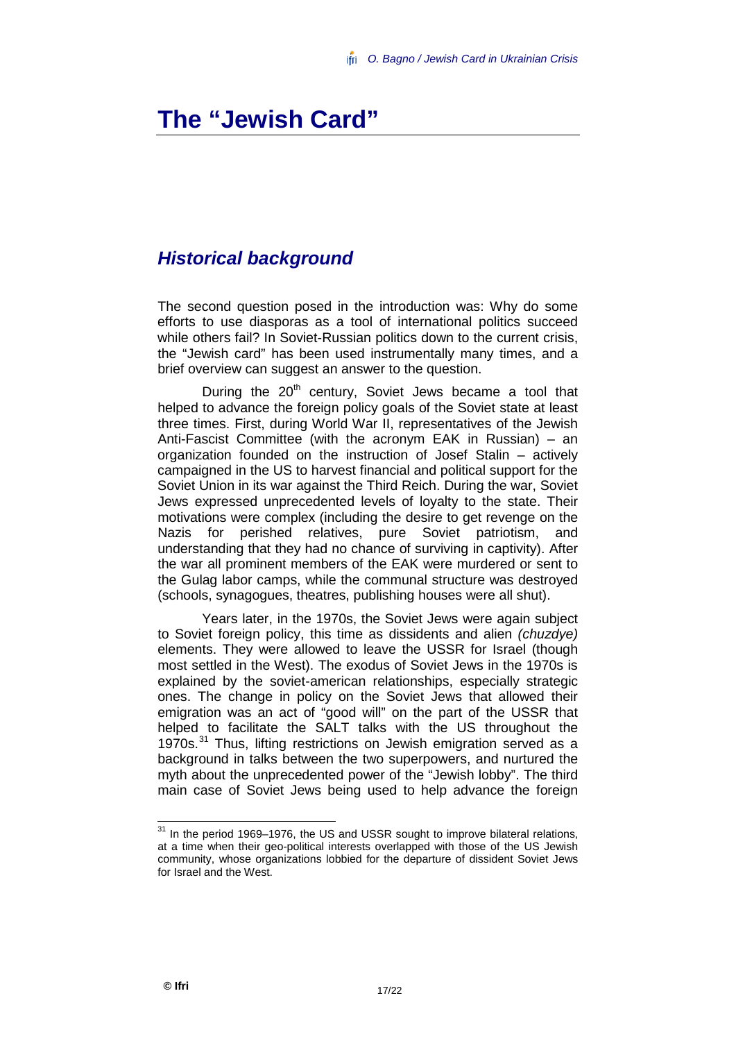# The "Jewish Card"

## *Historical background*

The second question posed in the introduction was: Why do some efforts to use diasporas as a tool of international politics succeed while others fail? In Soviet-Russian politics down to the current crisis, the "Jewish card" has been used instrumentally many times, and a brief overview can suggest an answer to the question.

During the 20th century, Soviet Jews became a tool that helped to advance the foreign policy goals of the Soviet state at least three times. First, during World War II, representatives of the Jewish Anti-Fascist Committee (with the acronym EAK in Russian) – an organization founded on the instruction of Josef Stalin – actively campaigned in the US to harvest financial and political support for the Soviet Union in its war against the Third Reich. During the war, Soviet Jews expressed unprecedented levels of loyalty to the state. Their motivations were complex (including the desire to get revenge on the Nazis for perished relatives, pure Soviet patriotism, and understanding that they had no chance of surviving in captivity). After the war all prominent members of the EAK were murdered or sent to the Gulag labor camps, while the communal structure was destroyed (schools, synagogues, theatres, publishing houses were all shut).

Years later, in the 1970s, the Soviet Jews were again subject to Soviet foreign policy, this time as dissidents and alien *(chuzdye)* elements. They were allowed to leave the USSR for Israel (though most settled in the West). The exodus of Soviet Jews in the 1970s is explained by the soviet-american relationships, especially strategic ones. The change in policy on the Soviet Jews that allowed their emigration was an act of "good will" on the part of the USSR that helped to facilitate the SALT talks with the US throughout the 1970s.[31] Thus, lifting restrictions on Jewish emigration served as a background in talks between the two superpowers, and nurtured the myth about the unprecedented power of the "Jewish lobby". The third main case of Soviet Jews being used to help advance the foreign

[31] In the period 1969–1976, the US and USSR sought to improve bilateral relations, at a time when their geo-political interests overlapped with those of the US Jewish community, whose organizations lobbied for the departure of dissident Soviet Jews for Israel and the West.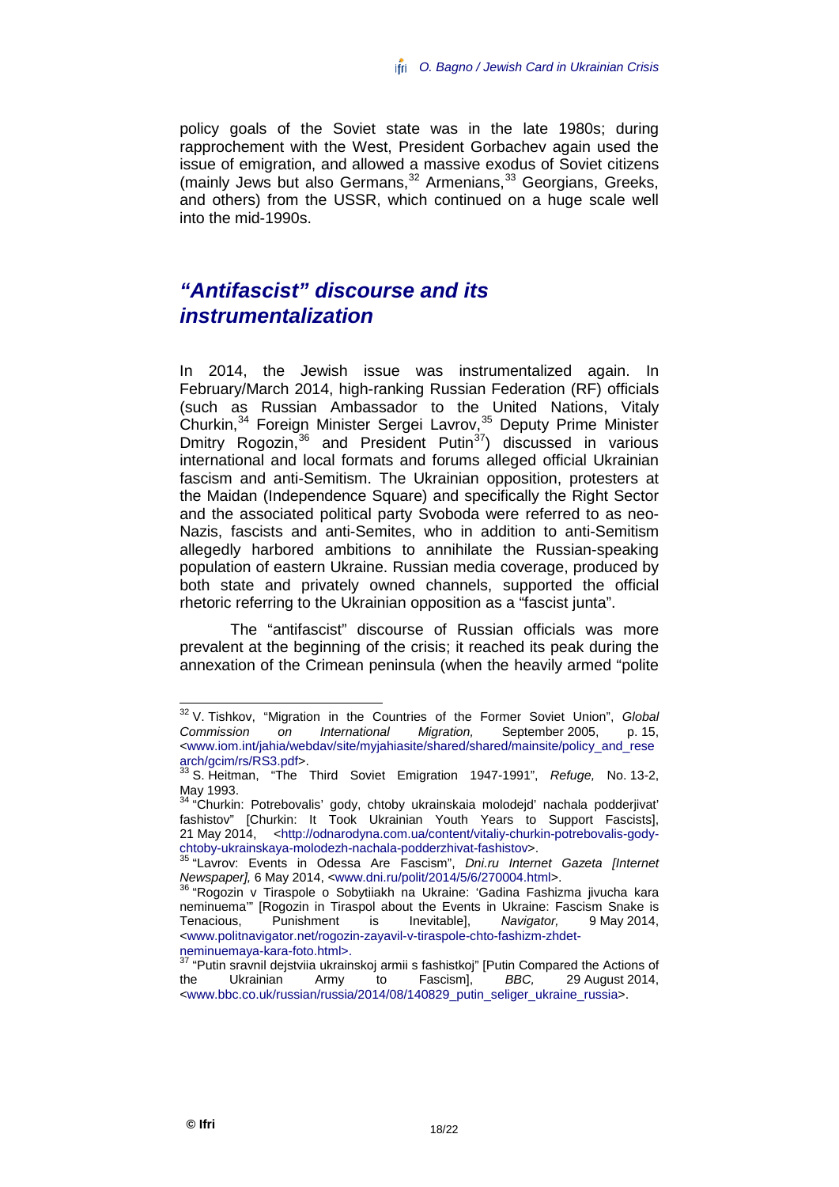policy goals of the Soviet state was in the late 1980s; during rapprochement with the West, President Gorbachev again used the issue of emigration, and allowed a massive exodus of Soviet citizens (mainly Jews but also Germans,[32] Armenians,[33] Georgians, Greeks, and others) from the USSR, which continued on a huge scale well into the mid-1990s.

## *"Antifascist" discourse and its instrumentalization*

In 2014, the Jewish issue was instrumentalized again. In February/March 2014, high-ranking Russian Federation (RF) officials (such as Russian Ambassador to the United Nations, Vitaly Churkin,[34] Foreign Minister Sergei Lavrov,[35] Deputy Prime Minister Dmitry Rogozin,[36] and President Putin[37]) discussed in various international and local formats and forums alleged official Ukrainian fascism and anti-Semitism. The Ukrainian opposition, protesters at the Maidan (Independence Square) and specifically the Right Sector and the associated political party Svoboda were referred to as neo-Nazis, fascists and anti-Semites, who in addition to anti-Semitism allegedly harbored ambitions to annihilate the Russian-speaking population of eastern Ukraine. Russian media coverage, produced by both state and privately owned channels, supported the official rhetoric referring to the Ukrainian opposition as a "fascist junta".

The "antifascist" discourse of Russian officials was more prevalent at the beginning of the crisis; it reached its peak during the annexation of the Crimean peninsula (when the heavily armed "polite

---

[32] V. Tishkov, "Migration in the Countries of the Former Soviet Union", *Global Commission on International Migration,* September 2005, p. 15, <www.iom.int/jahia/webdav/site/myjahiasite/shared/shared/mainsite/policy_and_research/gcim/rs/RS3.pdf>.

[33] S. Heitman, "The Third Soviet Emigration 1947-1991", *Refuge,* No. 13-2, May 1993.

[34] "Churkin: Potrebovalis' gody, chtoby ukrainskaia molodejd' nachala podderjivat' fashistov" [Churkin: It Took Ukrainian Youth Years to Support Fascists], 21 May 2014, <http://odnarodyna.com.ua/content/vitaliy-churkin-potrebovalis-gody-chtoby-ukrainskaya-molodezh-nachala-podderzhivat-fashistov>.

[35] "Lavrov: Events in Odessa Are Fascism", *Dni.ru Internet Gazeta [Internet Newspaper],* 6 May 2014, <www.dni.ru/polit/2014/5/6/270004.html>.

[36] "Rogozin v Tiraspole o Sobytiiakh na Ukraine: 'Gadina Fashizma jivucha kara neminuema'" [Rogozin in Tiraspol about the Events in Ukraine: Fascism Snake is Tenacious, Punishment is Inevitable], *Navigator,* 9 May 2014, <www.politnavigator.net/rogozin-zayavil-v-tiraspole-chto-fashizm-zhdet-neminuemaya-kara-foto.html>.

[37] "Putin sravnil dejstviia ukrainskoj armii s fashistkoj" [Putin Compared the Actions of the Ukrainian Army to Fascism], *BBC,* 29 August 2014, <www.bbc.co.uk/russian/russia/2014/08/140829_putin_seliger_ukraine_russia>.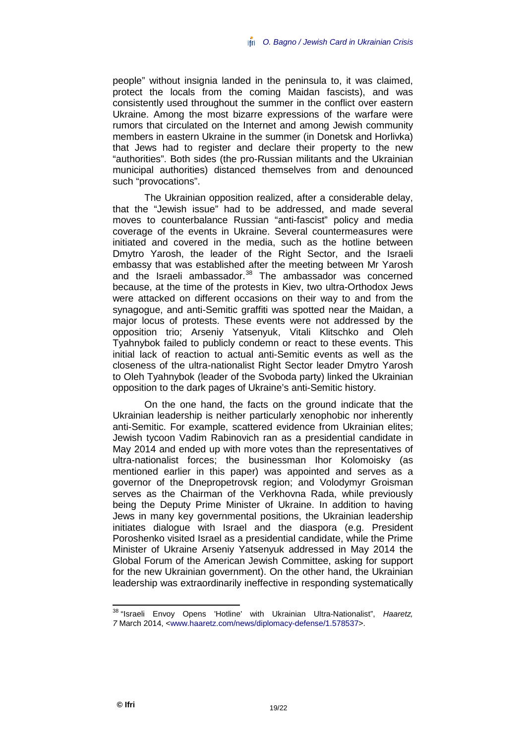people" without insignia landed in the peninsula to, it was claimed, protect the locals from the coming Maidan fascists), and was consistently used throughout the summer in the conflict over eastern Ukraine. Among the most bizarre expressions of the warfare were rumors that circulated on the Internet and among Jewish community members in eastern Ukraine in the summer (in Donetsk and Horlivka) that Jews had to register and declare their property to the new "authorities". Both sides (the pro-Russian militants and the Ukrainian municipal authorities) distanced themselves from and denounced such "provocations".

The Ukrainian opposition realized, after a considerable delay, that the "Jewish issue" had to be addressed, and made several moves to counterbalance Russian "anti-fascist" policy and media coverage of the events in Ukraine. Several countermeasures were initiated and covered in the media, such as the hotline between Dmytro Yarosh, the leader of the Right Sector, and the Israeli embassy that was established after the meeting between Mr Yarosh and the Israeli ambassador.[38] The ambassador was concerned because, at the time of the protests in Kiev, two ultra-Orthodox Jews were attacked on different occasions on their way to and from the synagogue, and anti-Semitic graffiti was spotted near the Maidan, a major locus of protests. These events were not addressed by the opposition trio; Arseniy Yatsenyuk, Vitali Klitschko and Oleh Tyahnybok failed to publicly condemn or react to these events. This initial lack of reaction to actual anti-Semitic events as well as the closeness of the ultra-nationalist Right Sector leader Dmytro Yarosh to Oleh Tyahnybok (leader of the Svoboda party) linked the Ukrainian opposition to the dark pages of Ukraine's anti-Semitic history.

On the one hand, the facts on the ground indicate that the Ukrainian leadership is neither particularly xenophobic nor inherently anti-Semitic. For example, scattered evidence from Ukrainian elites; Jewish tycoon Vadim Rabinovich ran as a presidential candidate in May 2014 and ended up with more votes than the representatives of ultra-nationalist forces; the businessman Ihor Kolomoisky (as mentioned earlier in this paper) was appointed and serves as a governor of the Dnepropetrovsk region; and Volodymyr Groisman serves as the Chairman of the Verkhovna Rada, while previously being the Deputy Prime Minister of Ukraine. In addition to having Jews in many key governmental positions, the Ukrainian leadership initiates dialogue with Israel and the diaspora (e.g. President Poroshenko visited Israel as a presidential candidate, while the Prime Minister of Ukraine Arseniy Yatsenyuk addressed in May 2014 the Global Forum of the American Jewish Committee, asking for support for the new Ukrainian government). On the other hand, the Ukrainian leadership was extraordinarily ineffective in responding systematically

---

[38] "Israeli Envoy Opens 'Hotline' with Ukrainian Ultra-Nationalist", *Haaretz, 7* March 2014, <www.haaretz.com/news/diplomacy-defense/1.578537>.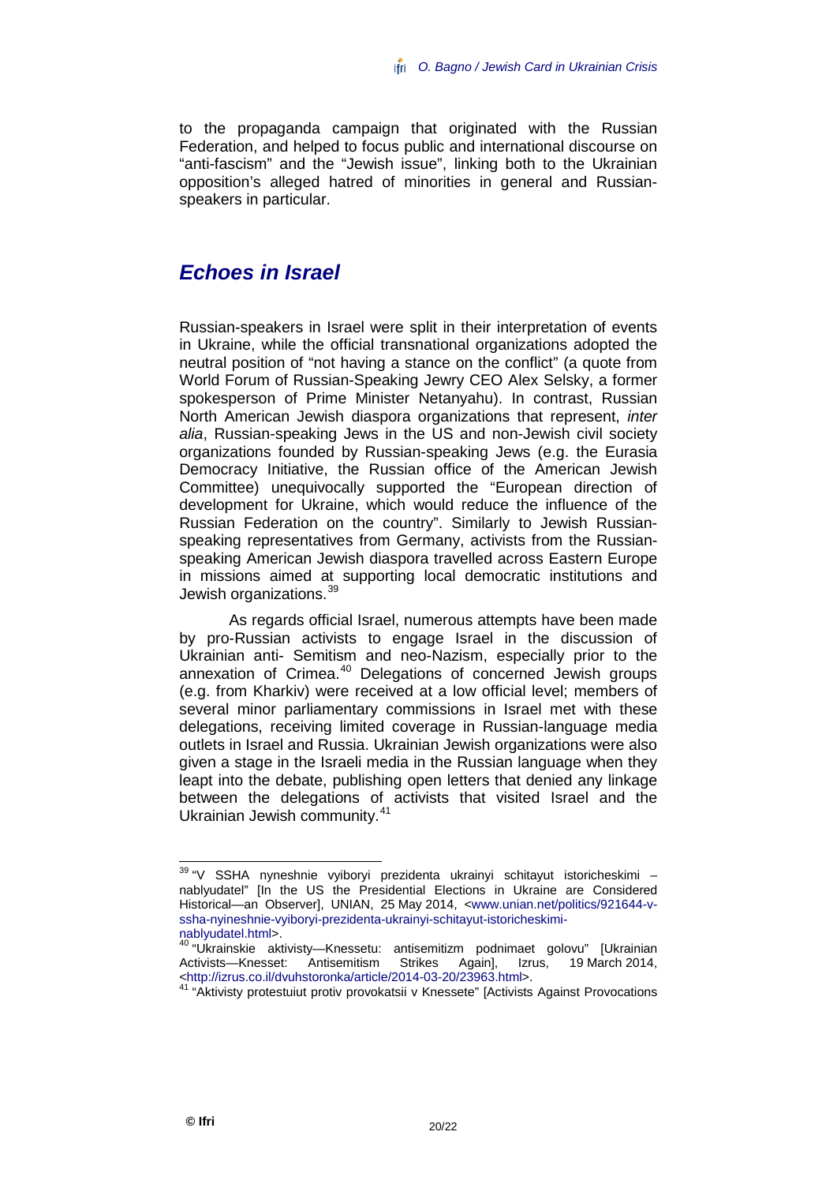to the propaganda campaign that originated with the Russian Federation, and helped to focus public and international discourse on "anti-fascism" and the "Jewish issue", linking both to the Ukrainian opposition's alleged hatred of minorities in general and Russian-speakers in particular.

## *Echoes in Israel*

Russian-speakers in Israel were split in their interpretation of events in Ukraine, while the official transnational organizations adopted the neutral position of "not having a stance on the conflict" (a quote from World Forum of Russian-Speaking Jewry CEO Alex Selsky, a former spokesperson of Prime Minister Netanyahu). In contrast, Russian North American Jewish diaspora organizations that represent, *inter alia*, Russian-speaking Jews in the US and non-Jewish civil society organizations founded by Russian-speaking Jews (e.g. the Eurasia Democracy Initiative, the Russian office of the American Jewish Committee) unequivocally supported the "European direction of development for Ukraine, which would reduce the influence of the Russian Federation on the country". Similarly to Jewish Russian-speaking representatives from Germany, activists from the Russian-speaking American Jewish diaspora travelled across Eastern Europe in missions aimed at supporting local democratic institutions and Jewish organizations.[39]

As regards official Israel, numerous attempts have been made by pro-Russian activists to engage Israel in the discussion of Ukrainian anti- Semitism and neo-Nazism, especially prior to the annexation of Crimea.[40] Delegations of concerned Jewish groups (e.g. from Kharkiv) were received at a low official level; members of several minor parliamentary commissions in Israel met with these delegations, receiving limited coverage in Russian-language media outlets in Israel and Russia. Ukrainian Jewish organizations were also given a stage in the Israeli media in the Russian language when they leapt into the debate, publishing open letters that denied any linkage between the delegations of activists that visited Israel and the Ukrainian Jewish community.[41]

---

[39] "V SSHA nyneshnie vyiboryi prezidenta ukrainyi schitayut istoricheskimi – nablyudatel" [In the US the Presidential Elections in Ukraine are Considered Historical—an Observer], UNIAN, 25 May 2014, <www.unian.net/politics/921644-v-ssha-nyineshnie-vyiboryi-prezidenta-ukrainyi-schitayut-istoricheskimi-nablyudatel.html>.

[40] "Ukrainskie aktivisty—Knessetu: antisemitizm podnimaet golovu" [Ukrainian Activists—Knesset: Antisemitism Strikes Again], Izrus, 19 March 2014, <http://izrus.co.il/dvuhstoronka/article/2014-03-20/23963.html>.

[41] "Aktivisty protestuiut protiv provokatsii v Knessete" [Activists Against Provocations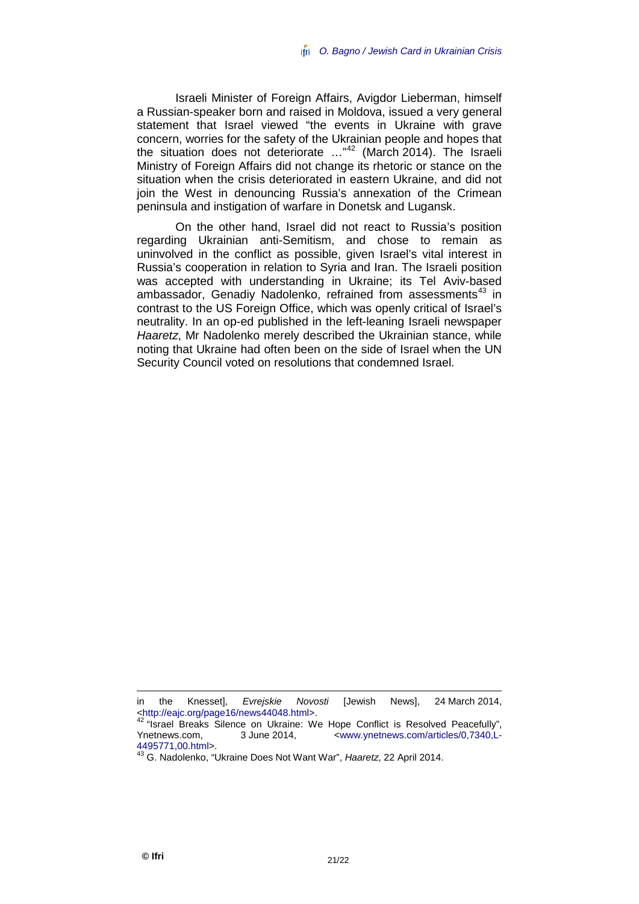Israeli Minister of Foreign Affairs, Avigdor Lieberman, himself a Russian-speaker born and raised in Moldova, issued a very general statement that Israel viewed "the events in Ukraine with grave concern, worries for the safety of the Ukrainian people and hopes that the situation does not deteriorate …"[42] (March 2014). The Israeli Ministry of Foreign Affairs did not change its rhetoric or stance on the situation when the crisis deteriorated in eastern Ukraine, and did not join the West in denouncing Russia's annexation of the Crimean peninsula and instigation of warfare in Donetsk and Lugansk.

On the other hand, Israel did not react to Russia's position regarding Ukrainian anti-Semitism, and chose to remain as uninvolved in the conflict as possible, given Israel's vital interest in Russia's cooperation in relation to Syria and Iran. The Israeli position was accepted with understanding in Ukraine; its Tel Aviv-based ambassador, Genadiy Nadolenko, refrained from assessments[43] in contrast to the US Foreign Office, which was openly critical of Israel's neutrality. In an op-ed published in the left-leaning Israeli newspaper *Haaretz*, Mr Nadolenko merely described the Ukrainian stance, while noting that Ukraine had often been on the side of Israel when the UN Security Council voted on resolutions that condemned Israel.

---

in the Knesset], *Evrejskie Novosti* [Jewish News], 24 March 2014, <http://eajc.org/page16/news44048.html>.

[42] "Israel Breaks Silence on Ukraine: We Hope Conflict is Resolved Peacefully", Ynetnews.com, 3 June 2014, <www.ynetnews.com/articles/0,7340,L-4495771,00.html>.

[43] G. Nadolenko, "Ukraine Does Not Want War", *Haaretz*, 22 April 2014.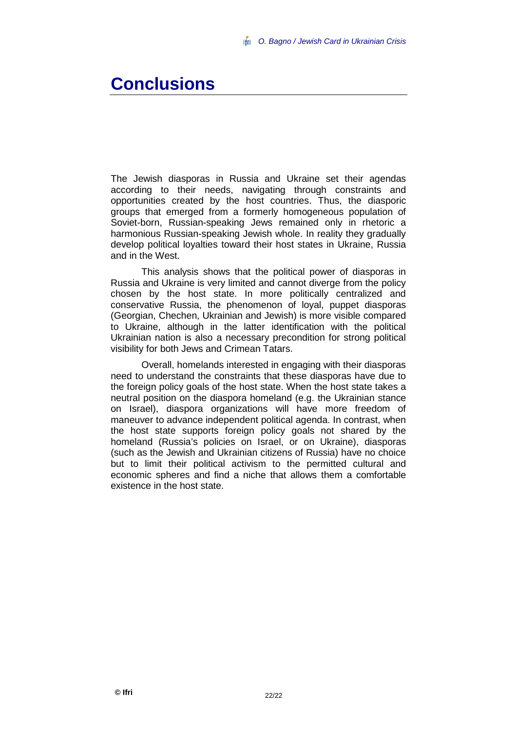# Conclusions

The Jewish diasporas in Russia and Ukraine set their agendas according to their needs, navigating through constraints and opportunities created by the host countries. Thus, the diasporic groups that emerged from a formerly homogeneous population of Soviet-born, Russian-speaking Jews remained only in rhetoric a harmonious Russian-speaking Jewish whole. In reality they gradually develop political loyalties toward their host states in Ukraine, Russia and in the West.

This analysis shows that the political power of diasporas in Russia and Ukraine is very limited and cannot diverge from the policy chosen by the host state. In more politically centralized and conservative Russia, the phenomenon of loyal, puppet diasporas (Georgian, Chechen, Ukrainian and Jewish) is more visible compared to Ukraine, although in the latter identification with the political Ukrainian nation is also a necessary precondition for strong political visibility for both Jews and Crimean Tatars.

Overall, homelands interested in engaging with their diasporas need to understand the constraints that these diasporas have due to the foreign policy goals of the host state. When the host state takes a neutral position on the diaspora homeland (e.g. the Ukrainian stance on Israel), diaspora organizations will have more freedom of maneuver to advance independent political agenda. In contrast, when the host state supports foreign policy goals not shared by the homeland (Russia's policies on Israel, or on Ukraine), diasporas (such as the Jewish and Ukrainian citizens of Russia) have no choice but to limit their political activism to the permitted cultural and economic spheres and find a niche that allows them a comfortable existence in the host state.